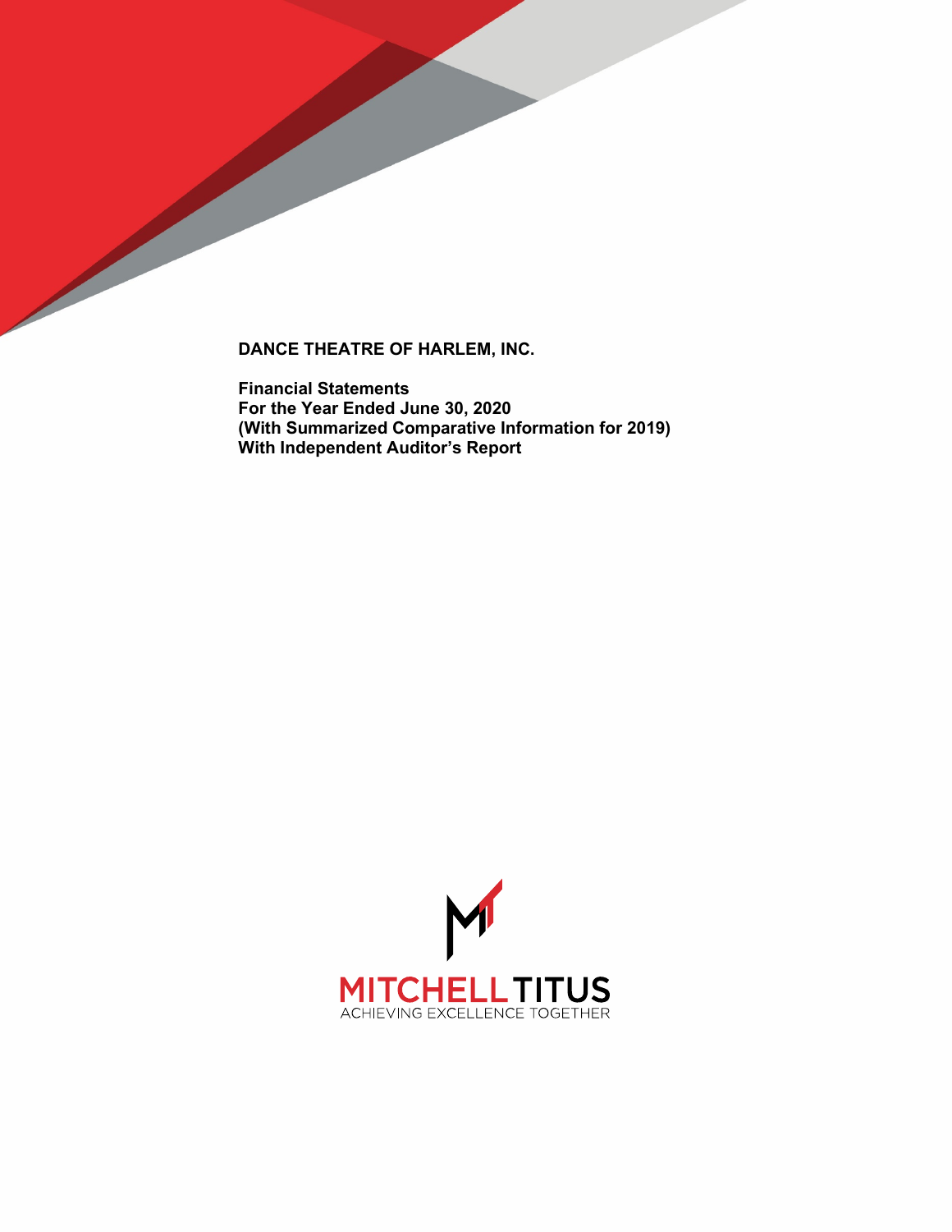# DANCE THEATRE OF HARLEM, INC.

**Financial Statements**
**For the Year Ended June 30, 2020**
**(With Summarized Comparative Information for 2019)**
**With Independent Auditor's Report**

MITCHELL TITUS
ACHIEVING EXCELLENCE TOGETHER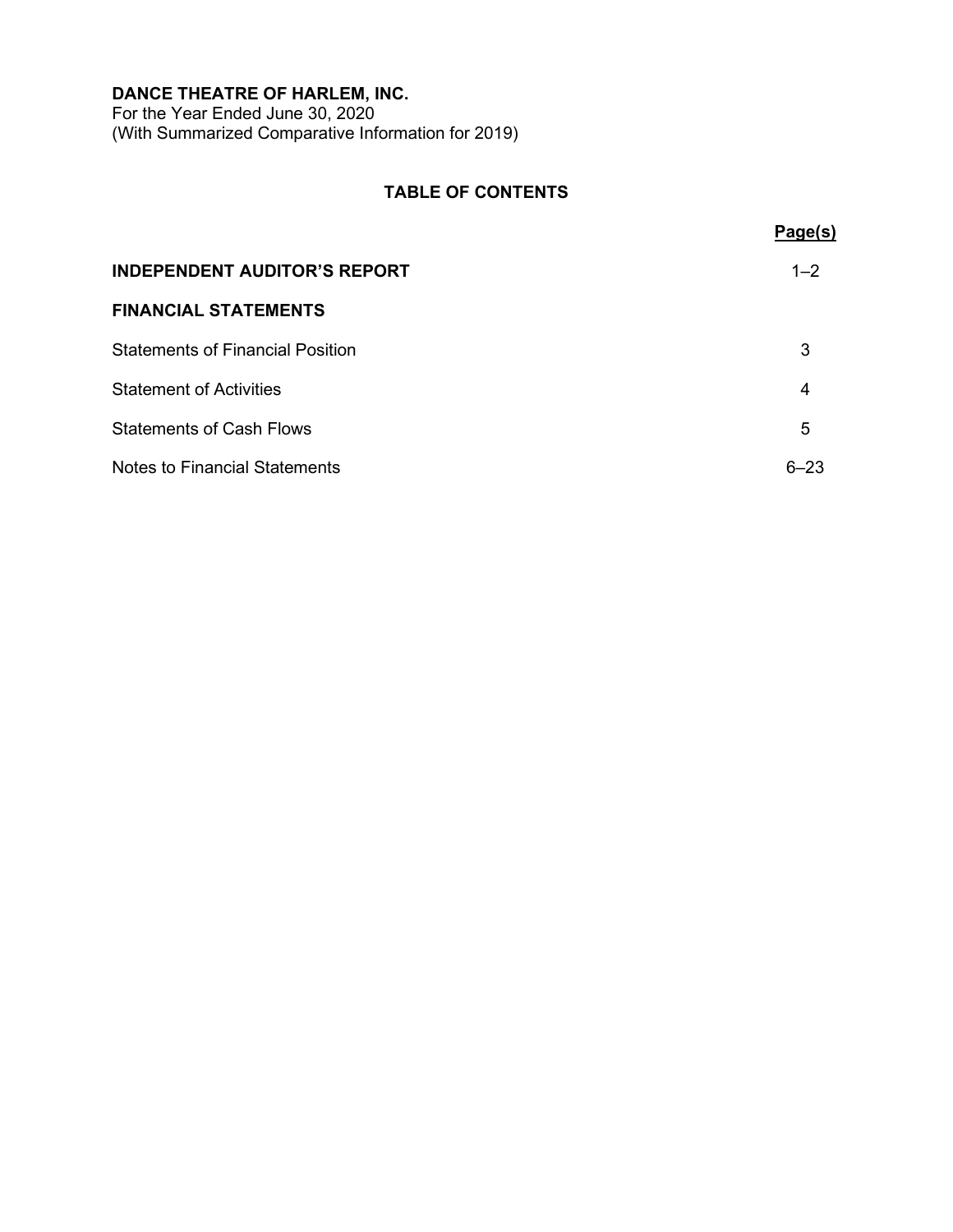**DANCE THEATRE OF HARLEM, INC.**
For the Year Ended June 30, 2020
(With Summarized Comparative Information for 2019)

## TABLE OF CONTENTS

| | Page(s) |
|---|---|
| **INDEPENDENT AUDITOR'S REPORT** | 1–2 |
| **FINANCIAL STATEMENTS** | |
| Statements of Financial Position | 3 |
| Statement of Activities | 4 |
| Statements of Cash Flows | 5 |
| Notes to Financial Statements | 6–23 |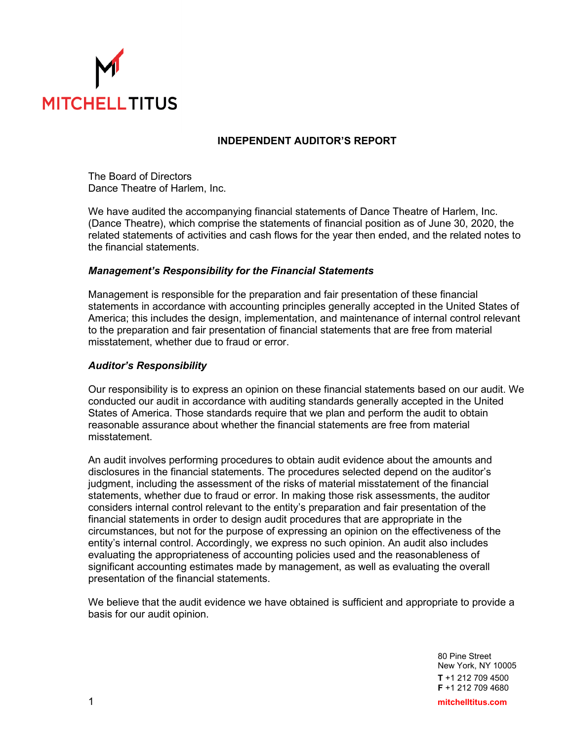MITCHELL TITUS

## INDEPENDENT AUDITOR'S REPORT

The Board of Directors
Dance Theatre of Harlem, Inc.

We have audited the accompanying financial statements of Dance Theatre of Harlem, Inc. (Dance Theatre), which comprise the statements of financial position as of June 30, 2020, the related statements of activities and cash flows for the year then ended, and the related notes to the financial statements.

### *Management's Responsibility for the Financial Statements*

Management is responsible for the preparation and fair presentation of these financial statements in accordance with accounting principles generally accepted in the United States of America; this includes the design, implementation, and maintenance of internal control relevant to the preparation and fair presentation of financial statements that are free from material misstatement, whether due to fraud or error.

### *Auditor's Responsibility*

Our responsibility is to express an opinion on these financial statements based on our audit. We conducted our audit in accordance with auditing standards generally accepted in the United States of America. Those standards require that we plan and perform the audit to obtain reasonable assurance about whether the financial statements are free from material misstatement.

An audit involves performing procedures to obtain audit evidence about the amounts and disclosures in the financial statements. The procedures selected depend on the auditor's judgment, including the assessment of the risks of material misstatement of the financial statements, whether due to fraud or error. In making those risk assessments, the auditor considers internal control relevant to the entity's preparation and fair presentation of the financial statements in order to design audit procedures that are appropriate in the circumstances, but not for the purpose of expressing an opinion on the effectiveness of the entity's internal control. Accordingly, we express no such opinion. An audit also includes evaluating the appropriateness of accounting policies used and the reasonableness of significant accounting estimates made by management, as well as evaluating the overall presentation of the financial statements.

We believe that the audit evidence we have obtained is sufficient and appropriate to provide a basis for our audit opinion.

80 Pine Street
New York, NY 10005
**T** +1 212 709 4500
**F** +1 212 709 4680
**mitchelltitus.com**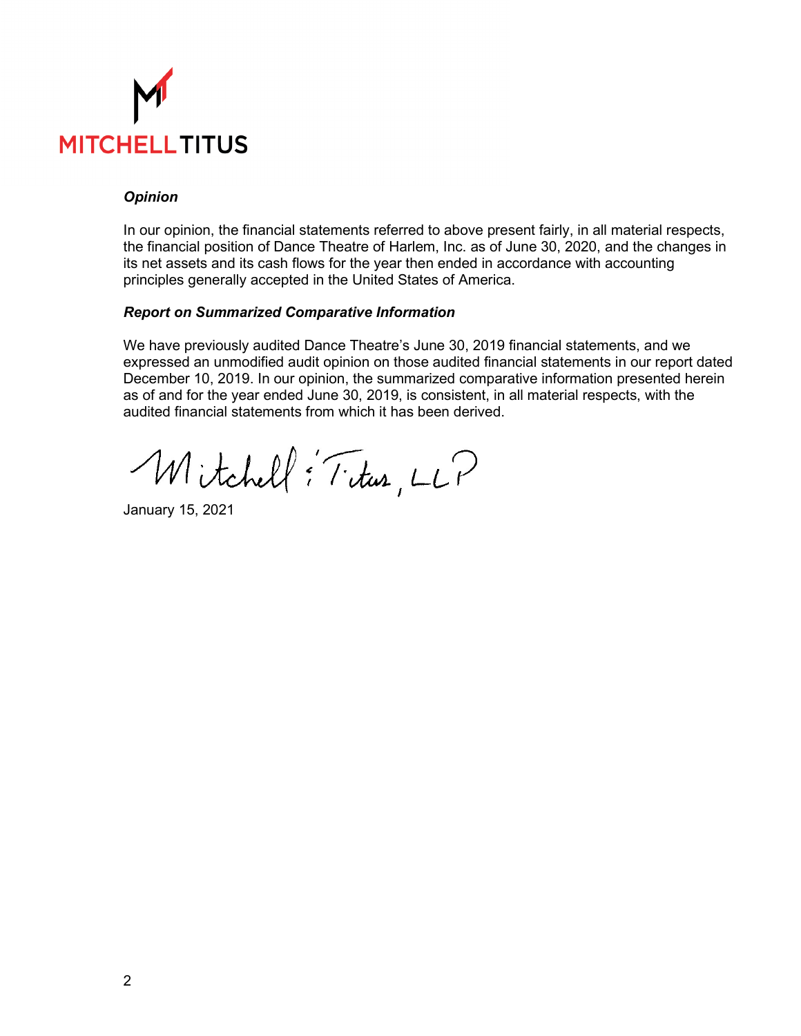MITCHELL TITUS

***Opinion***

In our opinion, the financial statements referred to above present fairly, in all material respects, the financial position of Dance Theatre of Harlem, Inc. as of June 30, 2020, and the changes in its net assets and its cash flows for the year then ended in accordance with accounting principles generally accepted in the United States of America.

***Report on Summarized Comparative Information***

We have previously audited Dance Theatre's June 30, 2019 financial statements, and we expressed an unmodified audit opinion on those audited financial statements in our report dated December 10, 2019. In our opinion, the summarized comparative information presented herein as of and for the year ended June 30, 2019, is consistent, in all material respects, with the audited financial statements from which it has been derived.

Mitchell & Titus, LLP

January 15, 2021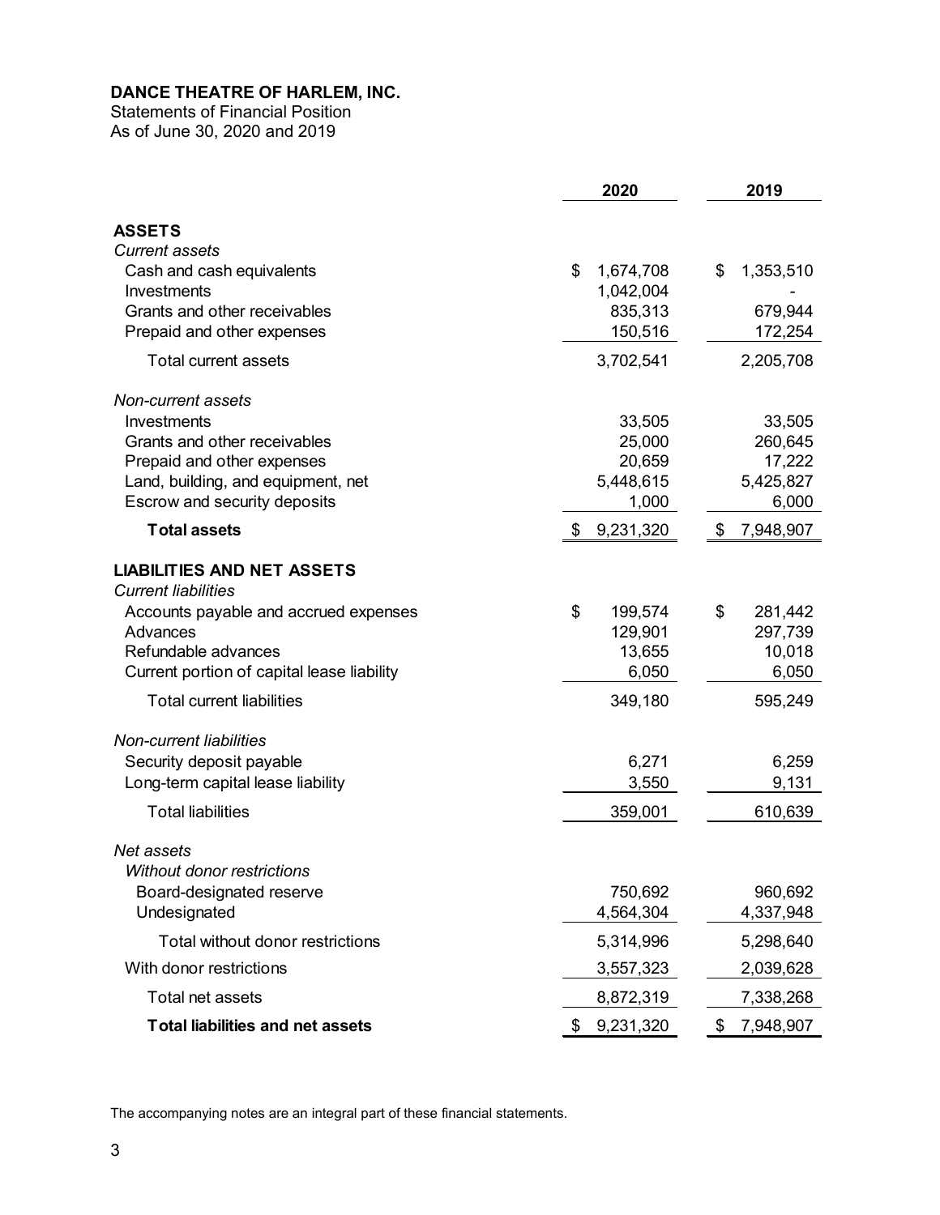**DANCE THEATRE OF HARLEM, INC.**
Statements of Financial Position
As of June 30, 2020 and 2019

| | 2020 | 2019 |
|---|---|---|
| **ASSETS** | | |
| *Current assets* | | |
| Cash and cash equivalents | $ 1,674,708 | $ 1,353,510 |
| Investments | 1,042,004 | - |
| Grants and other receivables | 835,313 | 679,944 |
| Prepaid and other expenses | 150,516 | 172,254 |
| Total current assets | 3,702,541 | 2,205,708 |
| *Non-current assets* | | |
| Investments | 33,505 | 33,505 |
| Grants and other receivables | 25,000 | 260,645 |
| Prepaid and other expenses | 20,659 | 17,222 |
| Land, building, and equipment, net | 5,448,615 | 5,425,827 |
| Escrow and security deposits | 1,000 | 6,000 |
| **Total assets** | $ 9,231,320 | $ 7,948,907 |
| **LIABILITIES AND NET ASSETS** | | |
| *Current liabilities* | | |
| Accounts payable and accrued expenses | $ 199,574 | $ 281,442 |
| Advances | 129,901 | 297,739 |
| Refundable advances | 13,655 | 10,018 |
| Current portion of capital lease liability | 6,050 | 6,050 |
| Total current liabilities | 349,180 | 595,249 |
| *Non-current liabilities* | | |
| Security deposit payable | 6,271 | 6,259 |
| Long-term capital lease liability | 3,550 | 9,131 |
| Total liabilities | 359,001 | 610,639 |
| *Net assets* | | |
| *Without donor restrictions* | | |
| Board-designated reserve | 750,692 | 960,692 |
| Undesignated | 4,564,304 | 4,337,948 |
| Total without donor restrictions | 5,314,996 | 5,298,640 |
| With donor restrictions | 3,557,323 | 2,039,628 |
| Total net assets | 8,872,319 | 7,338,268 |
| **Total liabilities and net assets** | $ 9,231,320 | $ 7,948,907 |

The accompanying notes are an integral part of these financial statements.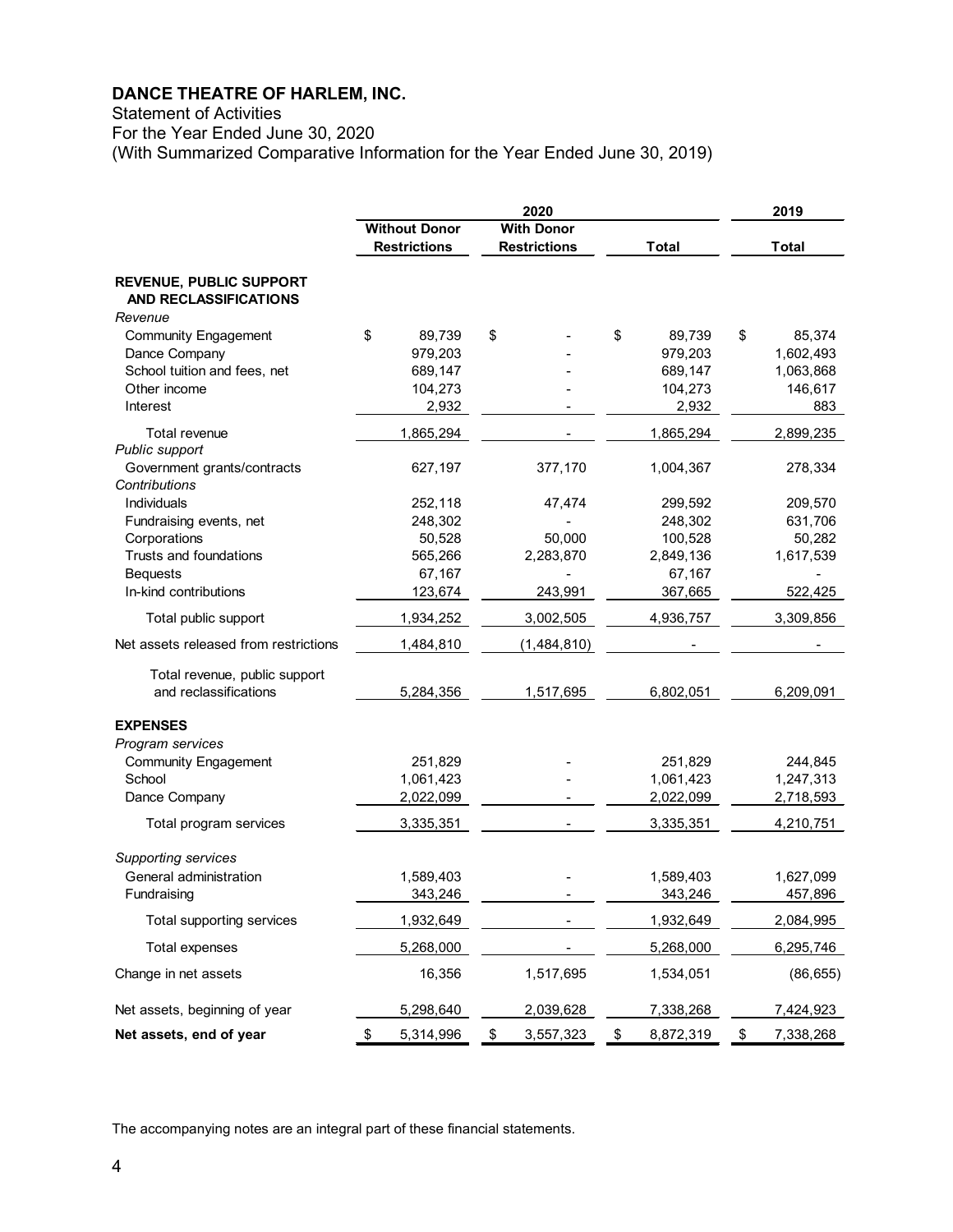# DANCE THEATRE OF HARLEM, INC.

Statement of Activities
For the Year Ended June 30, 2020
(With Summarized Comparative Information for the Year Ended June 30, 2019)

| | 2020 | | | 2019 |
|---|---|---|---|---|
| | Without Donor Restrictions | With Donor Restrictions | Total | Total |
| **REVENUE, PUBLIC SUPPORT AND RECLASSIFICATIONS** | | | | |
| *Revenue* | | | | |
| Community Engagement | $ 89,739 | $ - | $ 89,739 | $ 85,374 |
| Dance Company | 979,203 | - | 979,203 | 1,602,493 |
| School tuition and fees, net | 689,147 | - | 689,147 | 1,063,868 |
| Other income | 104,273 | - | 104,273 | 146,617 |
| Interest | 2,932 | - | 2,932 | 883 |
| Total revenue | 1,865,294 | - | 1,865,294 | 2,899,235 |
| *Public support* | | | | |
| Government grants/contracts | 627,197 | 377,170 | 1,004,367 | 278,334 |
| *Contributions* | | | | |
| Individuals | 252,118 | 47,474 | 299,592 | 209,570 |
| Fundraising events, net | 248,302 | - | 248,302 | 631,706 |
| Corporations | 50,528 | 50,000 | 100,528 | 50,282 |
| Trusts and foundations | 565,266 | 2,283,870 | 2,849,136 | 1,617,539 |
| Bequests | 67,167 | - | 67,167 | - |
| In-kind contributions | 123,674 | 243,991 | 367,665 | 522,425 |
| Total public support | 1,934,252 | 3,002,505 | 4,936,757 | 3,309,856 |
| Net assets released from restrictions | 1,484,810 | (1,484,810) | - | - |
| Total revenue, public support and reclassifications | 5,284,356 | 1,517,695 | 6,802,051 | 6,209,091 |
| **EXPENSES** | | | | |
| *Program services* | | | | |
| Community Engagement | 251,829 | - | 251,829 | 244,845 |
| School | 1,061,423 | - | 1,061,423 | 1,247,313 |
| Dance Company | 2,022,099 | - | 2,022,099 | 2,718,593 |
| Total program services | 3,335,351 | - | 3,335,351 | 4,210,751 |
| *Supporting services* | | | | |
| General administration | 1,589,403 | - | 1,589,403 | 1,627,099 |
| Fundraising | 343,246 | - | 343,246 | 457,896 |
| Total supporting services | 1,932,649 | - | 1,932,649 | 2,084,995 |
| Total expenses | 5,268,000 | - | 5,268,000 | 6,295,746 |
| Change in net assets | 16,356 | 1,517,695 | 1,534,051 | (86,655) |
| Net assets, beginning of year | 5,298,640 | 2,039,628 | 7,338,268 | 7,424,923 |
| **Net assets, end of year** | $ 5,314,996 | $ 3,557,323 | $ 8,872,319 | $ 7,338,268 |

The accompanying notes are an integral part of these financial statements.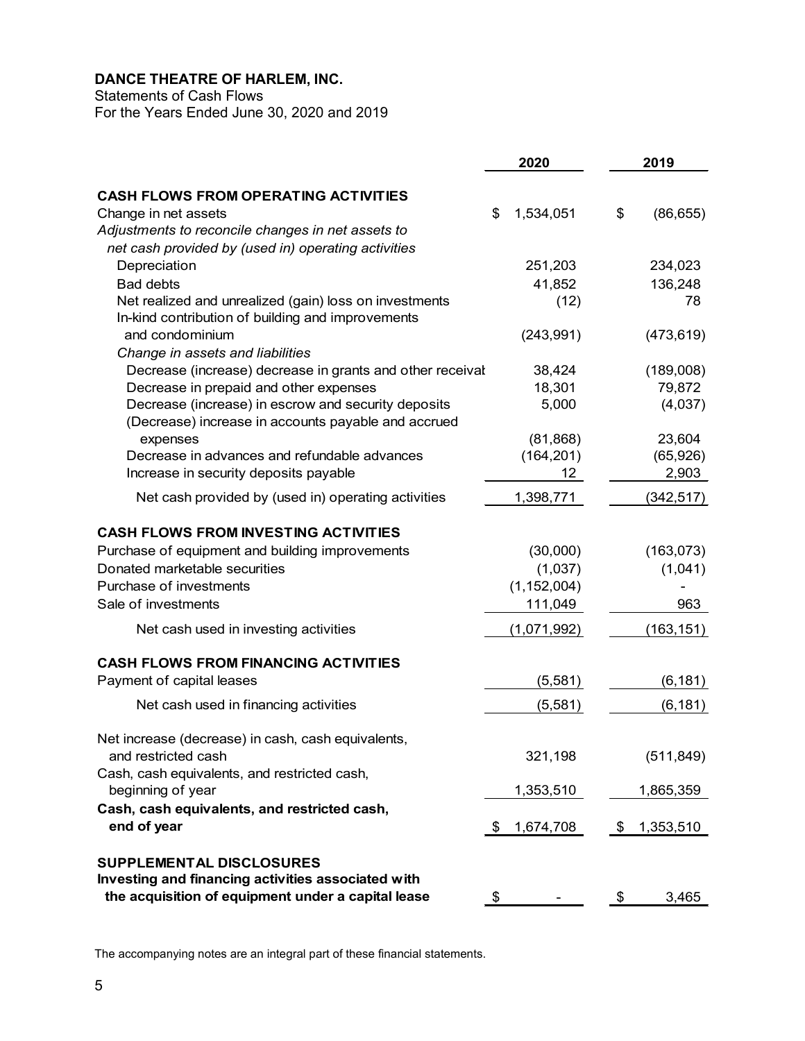# DANCE THEATRE OF HARLEM, INC.

Statements of Cash Flows
For the Years Ended June 30, 2020 and 2019

| | 2020 | 2019 |
|---|---|---|
| **CASH FLOWS FROM OPERATING ACTIVITIES** | | |
| Change in net assets | $ 1,534,051 | $ (86,655) |
| *Adjustments to reconcile changes in net assets to net cash provided by (used in) operating activities* | | |
| Depreciation | 251,203 | 234,023 |
| Bad debts | 41,852 | 136,248 |
| Net realized and unrealized (gain) loss on investments | (12) | 78 |
| In-kind contribution of building and improvements and condominium | (243,991) | (473,619) |
| *Change in assets and liabilities* | | |
| Decrease (increase) decrease in grants and other receivak | 38,424 | (189,008) |
| Decrease in prepaid and other expenses | 18,301 | 79,872 |
| Decrease (increase) in escrow and security deposits | 5,000 | (4,037) |
| (Decrease) increase in accounts payable and accrued expenses | (81,868) | 23,604 |
| Decrease in advances and refundable advances | (164,201) | (65,926) |
| Increase in security deposits payable | 12 | 2,903 |
| Net cash provided by (used in) operating activities | 1,398,771 | (342,517) |
| **CASH FLOWS FROM INVESTING ACTIVITIES** | | |
| Purchase of equipment and building improvements | (30,000) | (163,073) |
| Donated marketable securities | (1,037) | (1,041) |
| Purchase of investments | (1,152,004) | - |
| Sale of investments | 111,049 | 963 |
| Net cash used in investing activities | (1,071,992) | (163,151) |
| **CASH FLOWS FROM FINANCING ACTIVITIES** | | |
| Payment of capital leases | (5,581) | (6,181) |
| Net cash used in financing activities | (5,581) | (6,181) |
| Net increase (decrease) in cash, cash equivalents, and restricted cash | 321,198 | (511,849) |
| Cash, cash equivalents, and restricted cash, beginning of year | 1,353,510 | 1,865,359 |
| **Cash, cash equivalents, and restricted cash, end of year** | $ 1,674,708 | $ 1,353,510 |
| **SUPPLEMENTAL DISCLOSURES** | | |
| **Investing and financing activities associated with the acquisition of equipment under a capital lease** | $ - | $ 3,465 |

The accompanying notes are an integral part of these financial statements.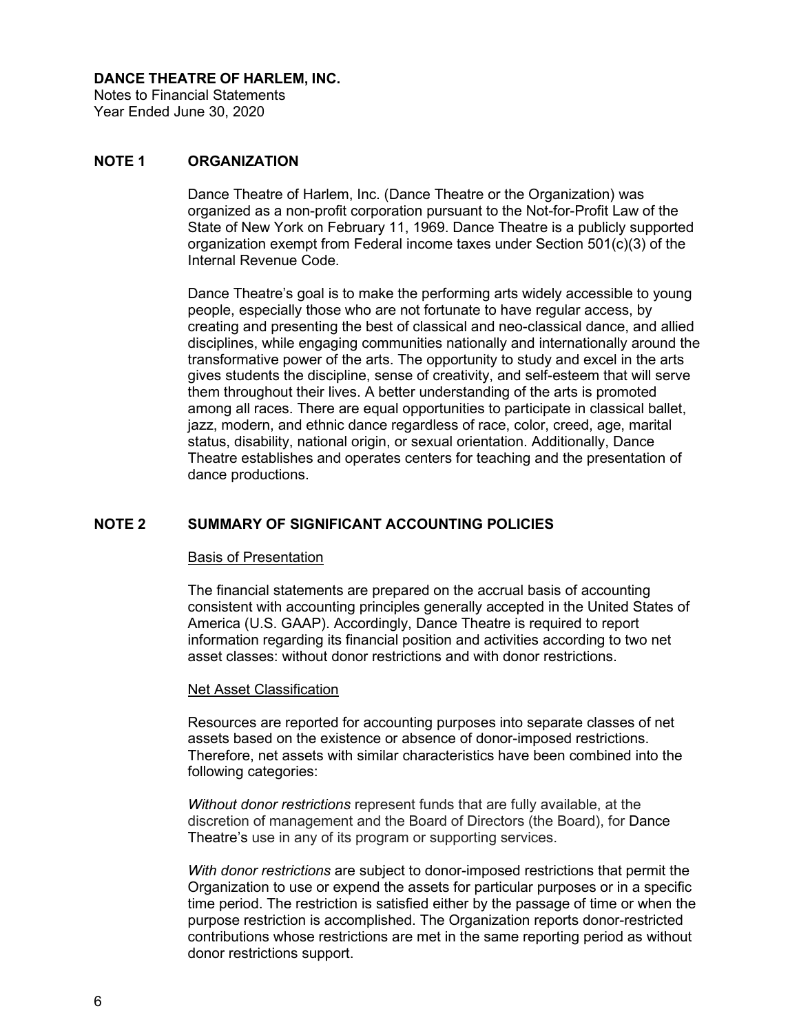**DANCE THEATRE OF HARLEM, INC.**
Notes to Financial Statements
Year Ended June 30, 2020

## NOTE 1 ORGANIZATION

Dance Theatre of Harlem, Inc. (Dance Theatre or the Organization) was organized as a non-profit corporation pursuant to the Not-for-Profit Law of the State of New York on February 11, 1969. Dance Theatre is a publicly supported organization exempt from Federal income taxes under Section 501(c)(3) of the Internal Revenue Code.

Dance Theatre's goal is to make the performing arts widely accessible to young people, especially those who are not fortunate to have regular access, by creating and presenting the best of classical and neo-classical dance, and allied disciplines, while engaging communities nationally and internationally around the transformative power of the arts. The opportunity to study and excel in the arts gives students the discipline, sense of creativity, and self-esteem that will serve them throughout their lives. A better understanding of the arts is promoted among all races. There are equal opportunities to participate in classical ballet, jazz, modern, and ethnic dance regardless of race, color, creed, age, marital status, disability, national origin, or sexual orientation. Additionally, Dance Theatre establishes and operates centers for teaching and the presentation of dance productions.

## NOTE 2 SUMMARY OF SIGNIFICANT ACCOUNTING POLICIES

### Basis of Presentation

The financial statements are prepared on the accrual basis of accounting consistent with accounting principles generally accepted in the United States of America (U.S. GAAP). Accordingly, Dance Theatre is required to report information regarding its financial position and activities according to two net asset classes: without donor restrictions and with donor restrictions.

### Net Asset Classification

Resources are reported for accounting purposes into separate classes of net assets based on the existence or absence of donor-imposed restrictions. Therefore, net assets with similar characteristics have been combined into the following categories:

*Without donor restrictions* represent funds that are fully available, at the discretion of management and the Board of Directors (the Board), for Dance Theatre's use in any of its program or supporting services.

*With donor restrictions* are subject to donor-imposed restrictions that permit the Organization to use or expend the assets for particular purposes or in a specific time period. The restriction is satisfied either by the passage of time or when the purpose restriction is accomplished. The Organization reports donor-restricted contributions whose restrictions are met in the same reporting period as without donor restrictions support.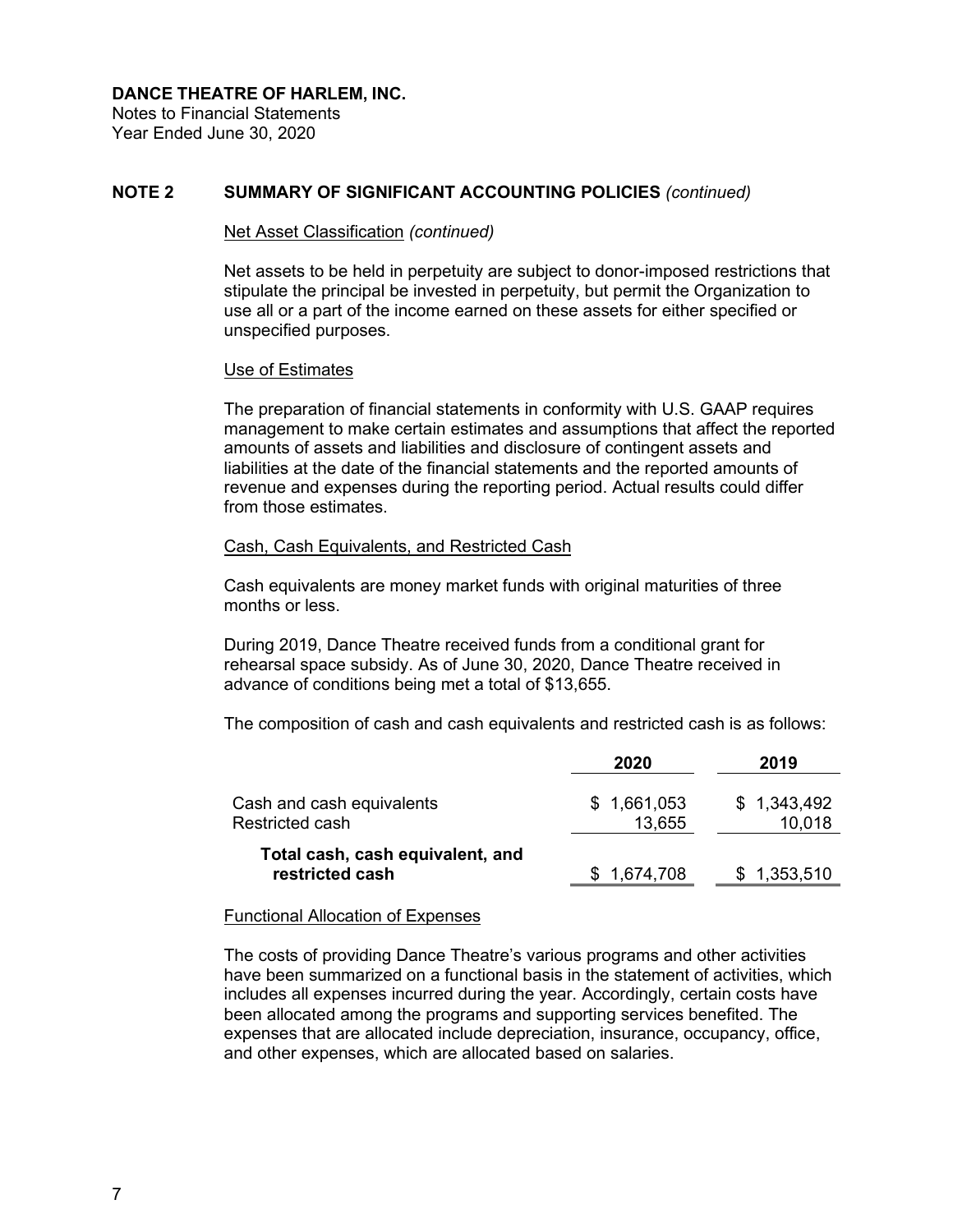**DANCE THEATRE OF HARLEM, INC.**
Notes to Financial Statements
Year Ended June 30, 2020

## NOTE 2 SUMMARY OF SIGNIFICANT ACCOUNTING POLICIES *(continued)*

Net Asset Classification *(continued)*

Net assets to be held in perpetuity are subject to donor-imposed restrictions that stipulate the principal be invested in perpetuity, but permit the Organization to use all or a part of the income earned on these assets for either specified or unspecified purposes.

Use of Estimates

The preparation of financial statements in conformity with U.S. GAAP requires management to make certain estimates and assumptions that affect the reported amounts of assets and liabilities and disclosure of contingent assets and liabilities at the date of the financial statements and the reported amounts of revenue and expenses during the reporting period. Actual results could differ from those estimates.

Cash, Cash Equivalents, and Restricted Cash

Cash equivalents are money market funds with original maturities of three months or less.

During 2019, Dance Theatre received funds from a conditional grant for rehearsal space subsidy. As of June 30, 2020, Dance Theatre received in advance of conditions being met a total of $13,655.

The composition of cash and cash equivalents and restricted cash is as follows:

| | 2020 | 2019 |
|---|---|---|
| Cash and cash equivalents | $ 1,661,053 | $ 1,343,492 |
| Restricted cash | 13,655 | 10,018 |
| **Total cash, cash equivalent, and restricted cash** | $ 1,674,708 | $ 1,353,510 |

Functional Allocation of Expenses

The costs of providing Dance Theatre's various programs and other activities have been summarized on a functional basis in the statement of activities, which includes all expenses incurred during the year. Accordingly, certain costs have been allocated among the programs and supporting services benefited. The expenses that are allocated include depreciation, insurance, occupancy, office, and other expenses, which are allocated based on salaries.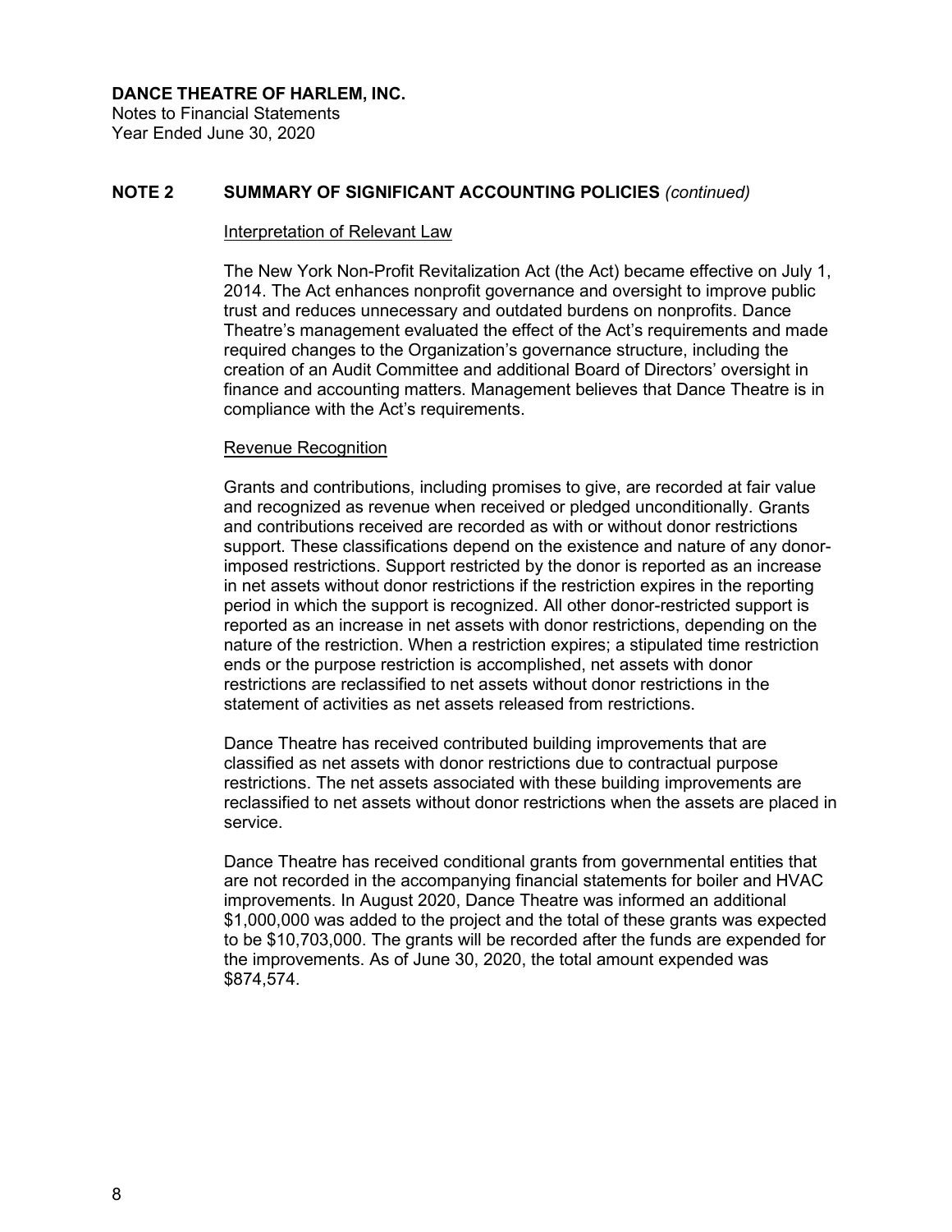## NOTE 2 SUMMARY OF SIGNIFICANT ACCOUNTING POLICIES *(continued)*

### Interpretation of Relevant Law

The New York Non-Profit Revitalization Act (the Act) became effective on July 1, 2014. The Act enhances nonprofit governance and oversight to improve public trust and reduces unnecessary and outdated burdens on nonprofits. Dance Theatre's management evaluated the effect of the Act's requirements and made required changes to the Organization's governance structure, including the creation of an Audit Committee and additional Board of Directors' oversight in finance and accounting matters. Management believes that Dance Theatre is in compliance with the Act's requirements.

### Revenue Recognition

Grants and contributions, including promises to give, are recorded at fair value and recognized as revenue when received or pledged unconditionally. Grants and contributions received are recorded as with or without donor restrictions support. These classifications depend on the existence and nature of any donor-imposed restrictions. Support restricted by the donor is reported as an increase in net assets without donor restrictions if the restriction expires in the reporting period in which the support is recognized. All other donor-restricted support is reported as an increase in net assets with donor restrictions, depending on the nature of the restriction. When a restriction expires; a stipulated time restriction ends or the purpose restriction is accomplished, net assets with donor restrictions are reclassified to net assets without donor restrictions in the statement of activities as net assets released from restrictions.

Dance Theatre has received contributed building improvements that are classified as net assets with donor restrictions due to contractual purpose restrictions. The net assets associated with these building improvements are reclassified to net assets without donor restrictions when the assets are placed in service.

Dance Theatre has received conditional grants from governmental entities that are not recorded in the accompanying financial statements for boiler and HVAC improvements. In August 2020, Dance Theatre was informed an additional $1,000,000 was added to the project and the total of these grants was expected to be $10,703,000. The grants will be recorded after the funds are expended for the improvements. As of June 30, 2020, the total amount expended was $874,574.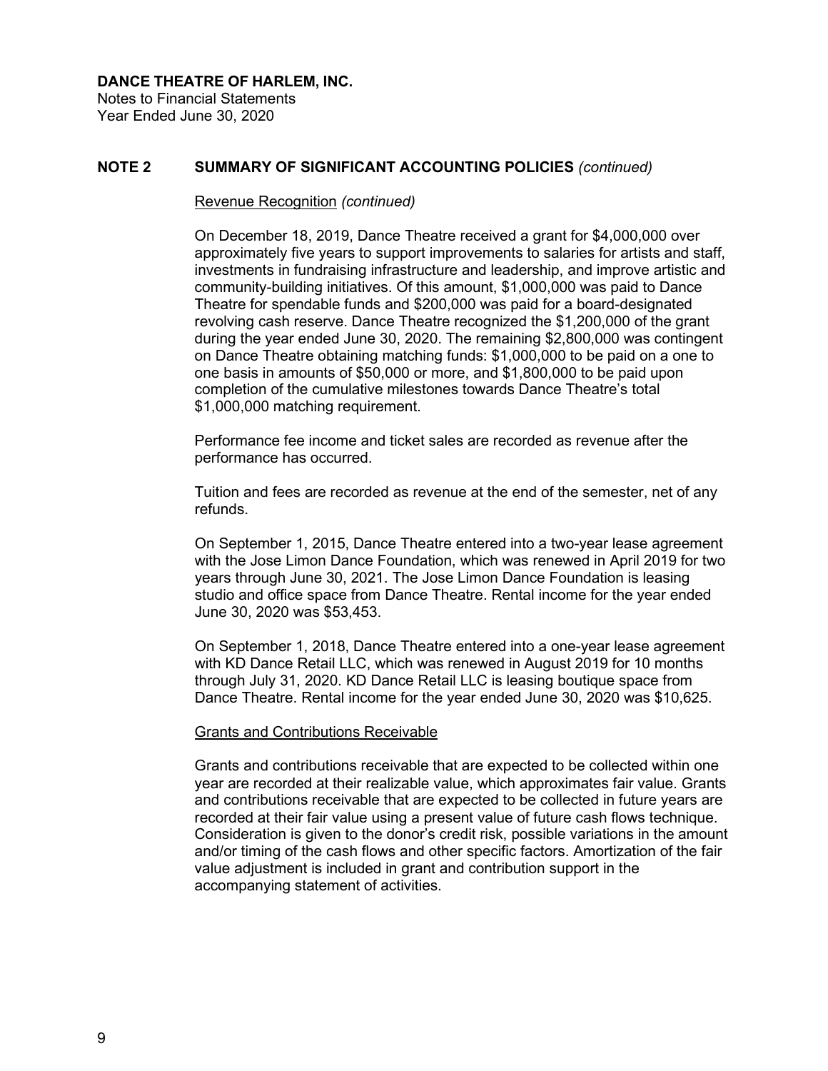# DANCE THEATRE OF HARLEM, INC.

Notes to Financial Statements
Year Ended June 30, 2020

## NOTE 2 SUMMARY OF SIGNIFICANT ACCOUNTING POLICIES *(continued)*

Revenue Recognition *(continued)*

On December 18, 2019, Dance Theatre received a grant for $4,000,000 over approximately five years to support improvements to salaries for artists and staff, investments in fundraising infrastructure and leadership, and improve artistic and community-building initiatives. Of this amount, $1,000,000 was paid to Dance Theatre for spendable funds and $200,000 was paid for a board-designated revolving cash reserve. Dance Theatre recognized the $1,200,000 of the grant during the year ended June 30, 2020. The remaining $2,800,000 was contingent on Dance Theatre obtaining matching funds: $1,000,000 to be paid on a one to one basis in amounts of $50,000 or more, and $1,800,000 to be paid upon completion of the cumulative milestones towards Dance Theatre's total $1,000,000 matching requirement.

Performance fee income and ticket sales are recorded as revenue after the performance has occurred.

Tuition and fees are recorded as revenue at the end of the semester, net of any refunds.

On September 1, 2015, Dance Theatre entered into a two-year lease agreement with the Jose Limon Dance Foundation, which was renewed in April 2019 for two years through June 30, 2021. The Jose Limon Dance Foundation is leasing studio and office space from Dance Theatre. Rental income for the year ended June 30, 2020 was $53,453.

On September 1, 2018, Dance Theatre entered into a one-year lease agreement with KD Dance Retail LLC, which was renewed in August 2019 for 10 months through July 31, 2020. KD Dance Retail LLC is leasing boutique space from Dance Theatre. Rental income for the year ended June 30, 2020 was $10,625.

Grants and Contributions Receivable

Grants and contributions receivable that are expected to be collected within one year are recorded at their realizable value, which approximates fair value. Grants and contributions receivable that are expected to be collected in future years are recorded at their fair value using a present value of future cash flows technique. Consideration is given to the donor's credit risk, possible variations in the amount and/or timing of the cash flows and other specific factors. Amortization of the fair value adjustment is included in grant and contribution support in the accompanying statement of activities.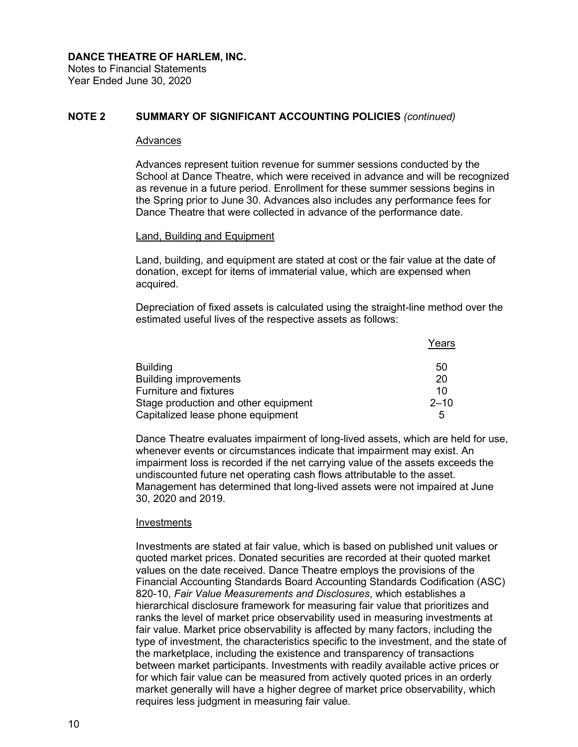## NOTE 2 SUMMARY OF SIGNIFICANT ACCOUNTING POLICIES *(continued)*

### Advances

Advances represent tuition revenue for summer sessions conducted by the School at Dance Theatre, which were received in advance and will be recognized as revenue in a future period. Enrollment for these summer sessions begins in the Spring prior to June 30. Advances also includes any performance fees for Dance Theatre that were collected in advance of the performance date.

### Land, Building and Equipment

Land, building, and equipment are stated at cost or the fair value at the date of donation, except for items of immaterial value, which are expensed when acquired.

Depreciation of fixed assets is calculated using the straight-line method over the estimated useful lives of the respective assets as follows:

| | Years |
|---|---|
| Building | 50 |
| Building improvements | 20 |
| Furniture and fixtures | 10 |
| Stage production and other equipment | 2–10 |
| Capitalized lease phone equipment | 5 |

Dance Theatre evaluates impairment of long-lived assets, which are held for use, whenever events or circumstances indicate that impairment may exist. An impairment loss is recorded if the net carrying value of the assets exceeds the undiscounted future net operating cash flows attributable to the asset. Management has determined that long-lived assets were not impaired at June 30, 2020 and 2019.

### Investments

Investments are stated at fair value, which is based on published unit values or quoted market prices. Donated securities are recorded at their quoted market values on the date received. Dance Theatre employs the provisions of the Financial Accounting Standards Board Accounting Standards Codification (ASC) 820-10, *Fair Value Measurements and Disclosures*, which establishes a hierarchical disclosure framework for measuring fair value that prioritizes and ranks the level of market price observability used in measuring investments at fair value. Market price observability is affected by many factors, including the type of investment, the characteristics specific to the investment, and the state of the marketplace, including the existence and transparency of transactions between market participants. Investments with readily available active prices or for which fair value can be measured from actively quoted prices in an orderly market generally will have a higher degree of market price observability, which requires less judgment in measuring fair value.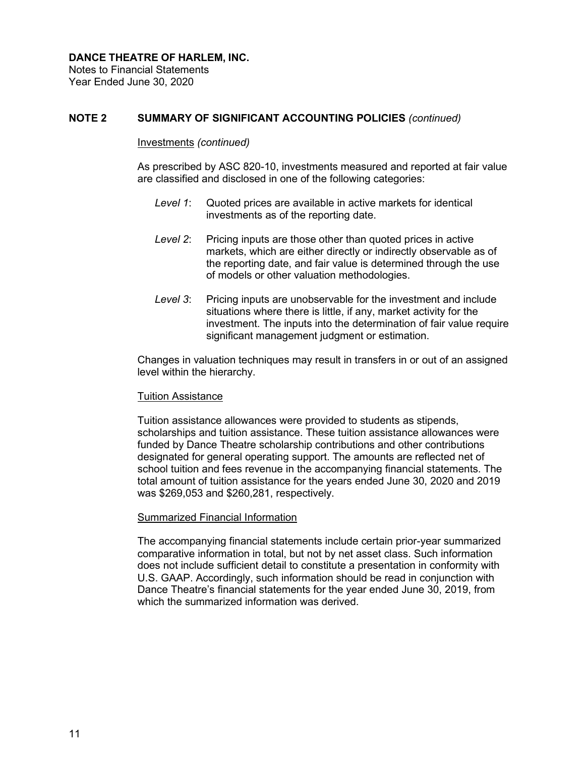## NOTE 2 SUMMARY OF SIGNIFICANT ACCOUNTING POLICIES *(continued)*

Investments *(continued)*

As prescribed by ASC 820-10, investments measured and reported at fair value are classified and disclosed in one of the following categories:

*Level 1*: Quoted prices are available in active markets for identical investments as of the reporting date.

*Level 2*: Pricing inputs are those other than quoted prices in active markets, which are either directly or indirectly observable as of the reporting date, and fair value is determined through the use of models or other valuation methodologies.

*Level 3*: Pricing inputs are unobservable for the investment and include situations where there is little, if any, market activity for the investment. The inputs into the determination of fair value require significant management judgment or estimation.

Changes in valuation techniques may result in transfers in or out of an assigned level within the hierarchy.

Tuition Assistance

Tuition assistance allowances were provided to students as stipends, scholarships and tuition assistance. These tuition assistance allowances were funded by Dance Theatre scholarship contributions and other contributions designated for general operating support. The amounts are reflected net of school tuition and fees revenue in the accompanying financial statements. The total amount of tuition assistance for the years ended June 30, 2020 and 2019 was $269,053 and $260,281, respectively.

Summarized Financial Information

The accompanying financial statements include certain prior-year summarized comparative information in total, but not by net asset class. Such information does not include sufficient detail to constitute a presentation in conformity with U.S. GAAP. Accordingly, such information should be read in conjunction with Dance Theatre's financial statements for the year ended June 30, 2019, from which the summarized information was derived.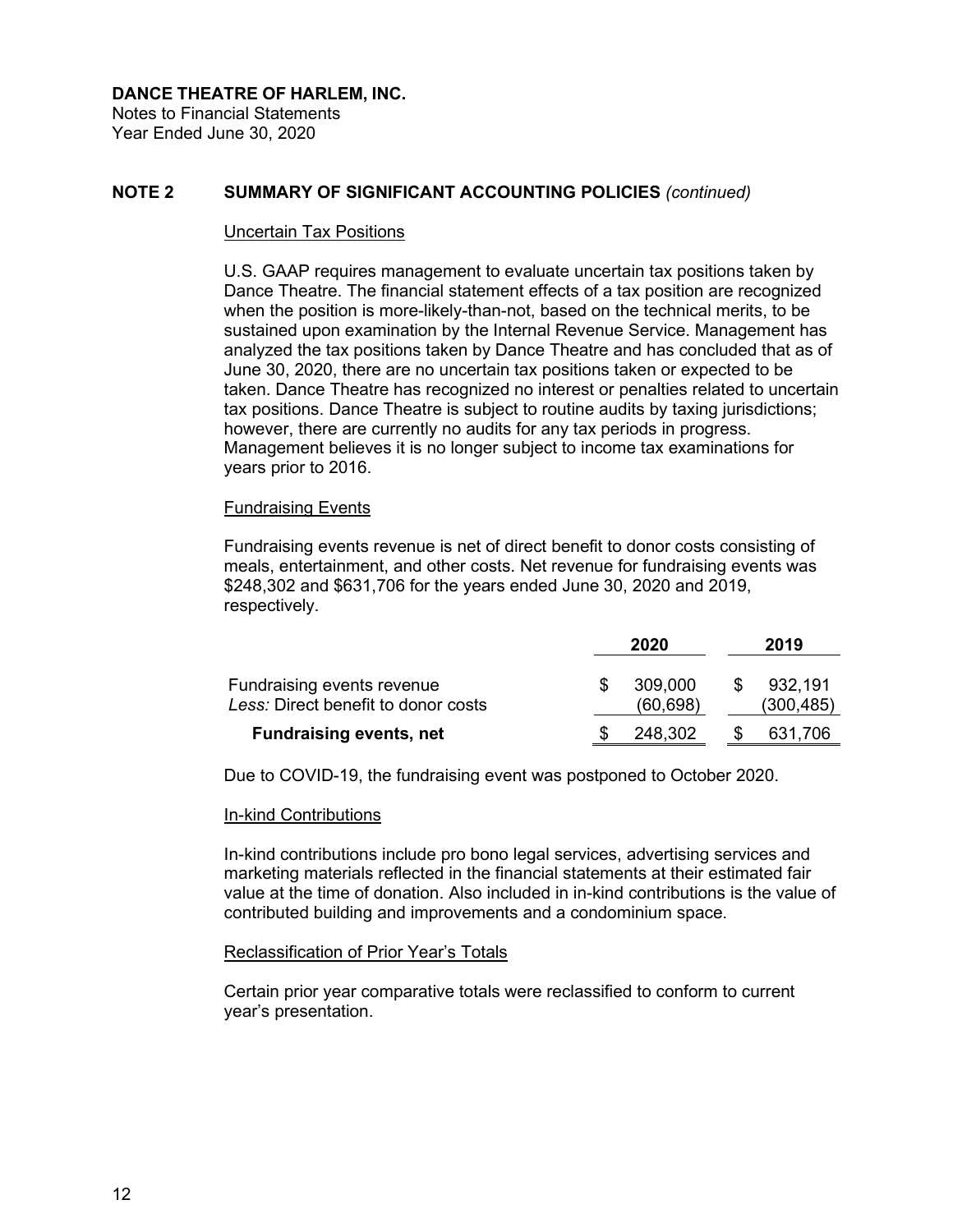**DANCE THEATRE OF HARLEM, INC.**
Notes to Financial Statements
Year Ended June 30, 2020

## NOTE 2 SUMMARY OF SIGNIFICANT ACCOUNTING POLICIES *(continued)*

### Uncertain Tax Positions

U.S. GAAP requires management to evaluate uncertain tax positions taken by Dance Theatre. The financial statement effects of a tax position are recognized when the position is more-likely-than-not, based on the technical merits, to be sustained upon examination by the Internal Revenue Service. Management has analyzed the tax positions taken by Dance Theatre and has concluded that as of June 30, 2020, there are no uncertain tax positions taken or expected to be taken. Dance Theatre has recognized no interest or penalties related to uncertain tax positions. Dance Theatre is subject to routine audits by taxing jurisdictions; however, there are currently no audits for any tax periods in progress. Management believes it is no longer subject to income tax examinations for years prior to 2016.

### Fundraising Events

Fundraising events revenue is net of direct benefit to donor costs consisting of meals, entertainment, and other costs. Net revenue for fundraising events was $248,302 and $631,706 for the years ended June 30, 2020 and 2019, respectively.

| | 2020 | 2019 |
|---|---|---|
| Fundraising events revenue | $ 309,000 | $ 932,191 |
| *Less:* Direct benefit to donor costs | (60,698) | (300,485) |
| **Fundraising events, net** | $ 248,302 | $ 631,706 |

Due to COVID-19, the fundraising event was postponed to October 2020.

### In-kind Contributions

In-kind contributions include pro bono legal services, advertising services and marketing materials reflected in the financial statements at their estimated fair value at the time of donation. Also included in in-kind contributions is the value of contributed building and improvements and a condominium space.

### Reclassification of Prior Year's Totals

Certain prior year comparative totals were reclassified to conform to current year's presentation.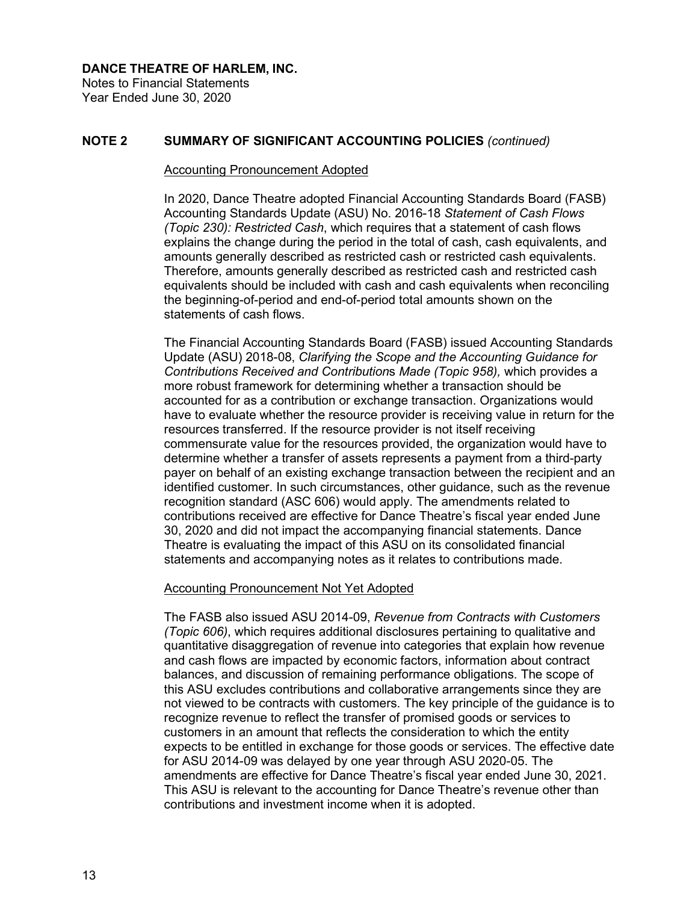**DANCE THEATRE OF HARLEM, INC.**
Notes to Financial Statements
Year Ended June 30, 2020

## NOTE 2 SUMMARY OF SIGNIFICANT ACCOUNTING POLICIES *(continued)*

### Accounting Pronouncement Adopted

In 2020, Dance Theatre adopted Financial Accounting Standards Board (FASB) Accounting Standards Update (ASU) No. 2016-18 *Statement of Cash Flows (Topic 230): Restricted Cash*, which requires that a statement of cash flows explains the change during the period in the total of cash, cash equivalents, and amounts generally described as restricted cash or restricted cash equivalents. Therefore, amounts generally described as restricted cash and restricted cash equivalents should be included with cash and cash equivalents when reconciling the beginning-of-period and end-of-period total amounts shown on the statements of cash flows.

The Financial Accounting Standards Board (FASB) issued Accounting Standards Update (ASU) 2018-08, *Clarifying the Scope and the Accounting Guidance for Contributions Received and Contributions Made (Topic 958),* which provides a more robust framework for determining whether a transaction should be accounted for as a contribution or exchange transaction. Organizations would have to evaluate whether the resource provider is receiving value in return for the resources transferred. If the resource provider is not itself receiving commensurate value for the resources provided, the organization would have to determine whether a transfer of assets represents a payment from a third-party payer on behalf of an existing exchange transaction between the recipient and an identified customer. In such circumstances, other guidance, such as the revenue recognition standard (ASC 606) would apply. The amendments related to contributions received are effective for Dance Theatre's fiscal year ended June 30, 2020 and did not impact the accompanying financial statements. Dance Theatre is evaluating the impact of this ASU on its consolidated financial statements and accompanying notes as it relates to contributions made.

### Accounting Pronouncement Not Yet Adopted

The FASB also issued ASU 2014-09, *Revenue from Contracts with Customers (Topic 606)*, which requires additional disclosures pertaining to qualitative and quantitative disaggregation of revenue into categories that explain how revenue and cash flows are impacted by economic factors, information about contract balances, and discussion of remaining performance obligations. The scope of this ASU excludes contributions and collaborative arrangements since they are not viewed to be contracts with customers. The key principle of the guidance is to recognize revenue to reflect the transfer of promised goods or services to customers in an amount that reflects the consideration to which the entity expects to be entitled in exchange for those goods or services. The effective date for ASU 2014-09 was delayed by one year through ASU 2020-05. The amendments are effective for Dance Theatre's fiscal year ended June 30, 2021. This ASU is relevant to the accounting for Dance Theatre's revenue other than contributions and investment income when it is adopted.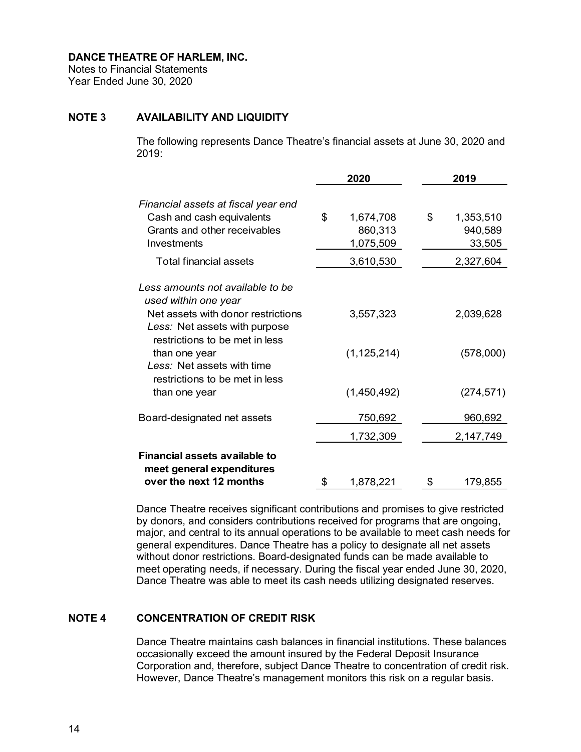**DANCE THEATRE OF HARLEM, INC.**
Notes to Financial Statements
Year Ended June 30, 2020

## NOTE 3 AVAILABILITY AND LIQUIDITY

The following represents Dance Theatre's financial assets at June 30, 2020 and 2019:

| | 2020 | 2019 |
|---|---|---|
| *Financial assets at fiscal year end* | | |
| Cash and cash equivalents | $ 1,674,708 | $ 1,353,510 |
| Grants and other receivables | 860,313 | 940,589 |
| Investments | 1,075,509 | 33,505 |
| Total financial assets | 3,610,530 | 2,327,604 |
| *Less amounts not available to be used within one year* | | |
| Net assets with donor restrictions | 3,557,323 | 2,039,628 |
| *Less:* Net assets with purpose restrictions to be met in less than one year | (1,125,214) | (578,000) |
| *Less:* Net assets with time restrictions to be met in less than one year | (1,450,492) | (274,571) |
| Board-designated net assets | 750,692 | 960,692 |
| | 1,732,309 | 2,147,749 |
| **Financial assets available to meet general expenditures over the next 12 months** | $ 1,878,221 | $ 179,855 |

Dance Theatre receives significant contributions and promises to give restricted by donors, and considers contributions received for programs that are ongoing, major, and central to its annual operations to be available to meet cash needs for general expenditures. Dance Theatre has a policy to designate all net assets without donor restrictions. Board-designated funds can be made available to meet operating needs, if necessary. During the fiscal year ended June 30, 2020, Dance Theatre was able to meet its cash needs utilizing designated reserves.

## NOTE 4 CONCENTRATION OF CREDIT RISK

Dance Theatre maintains cash balances in financial institutions. These balances occasionally exceed the amount insured by the Federal Deposit Insurance Corporation and, therefore, subject Dance Theatre to concentration of credit risk. However, Dance Theatre's management monitors this risk on a regular basis.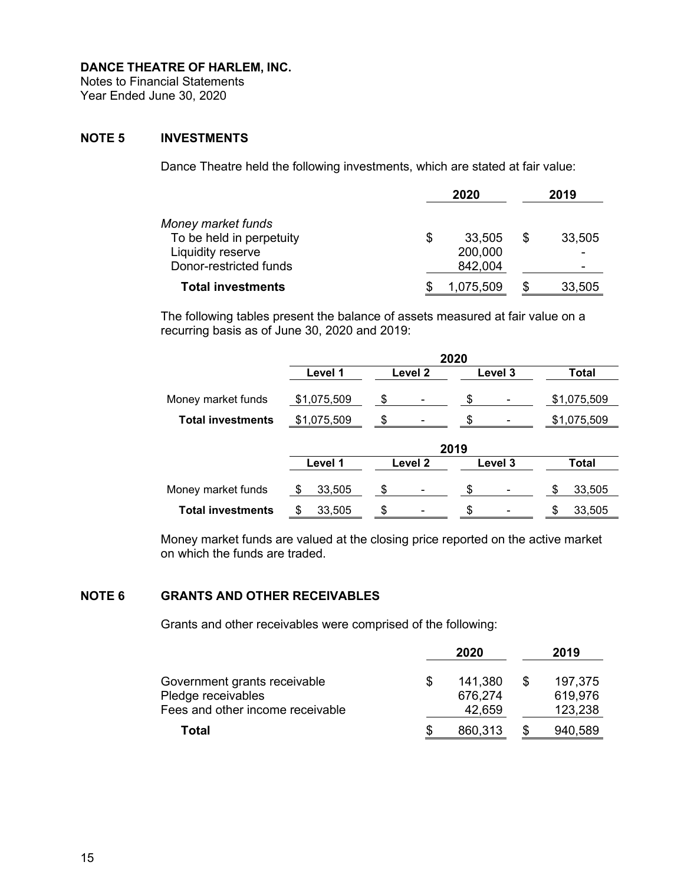**DANCE THEATRE OF HARLEM, INC.**
Notes to Financial Statements
Year Ended June 30, 2020

## NOTE 5 INVESTMENTS

Dance Theatre held the following investments, which are stated at fair value:

| | 2020 | 2019 |
|---|---|---|
| *Money market funds* | | |
| To be held in perpetuity | $ 33,505 | $ 33,505 |
| Liquidity reserve | 200,000 | - |
| Donor-restricted funds | 842,004 | - |
| **Total investments** | $ 1,075,509 | $ 33,505 |

The following tables present the balance of assets measured at fair value on a recurring basis as of June 30, 2020 and 2019:

| | 2020 | | | |
|---|---|---|---|---|
| | Level 1 | Level 2 | Level 3 | Total |
| Money market funds | $1,075,509 | $ - | $ - | $1,075,509 |
| **Total investments** | $1,075,509 | $ - | $ - | $1,075,509 |

| | 2019 | | | |
|---|---|---|---|---|
| | Level 1 | Level 2 | Level 3 | Total |
| Money market funds | $ 33,505 | $ - | $ - | $ 33,505 |
| **Total investments** | $ 33,505 | $ - | $ - | $ 33,505 |

Money market funds are valued at the closing price reported on the active market on which the funds are traded.

## NOTE 6 GRANTS AND OTHER RECEIVABLES

Grants and other receivables were comprised of the following:

| | 2020 | 2019 |
|---|---|---|
| Government grants receivable | $ 141,380 | $ 197,375 |
| Pledge receivables | 676,274 | 619,976 |
| Fees and other income receivable | 42,659 | 123,238 |
| **Total** | $ 860,313 | $ 940,589 |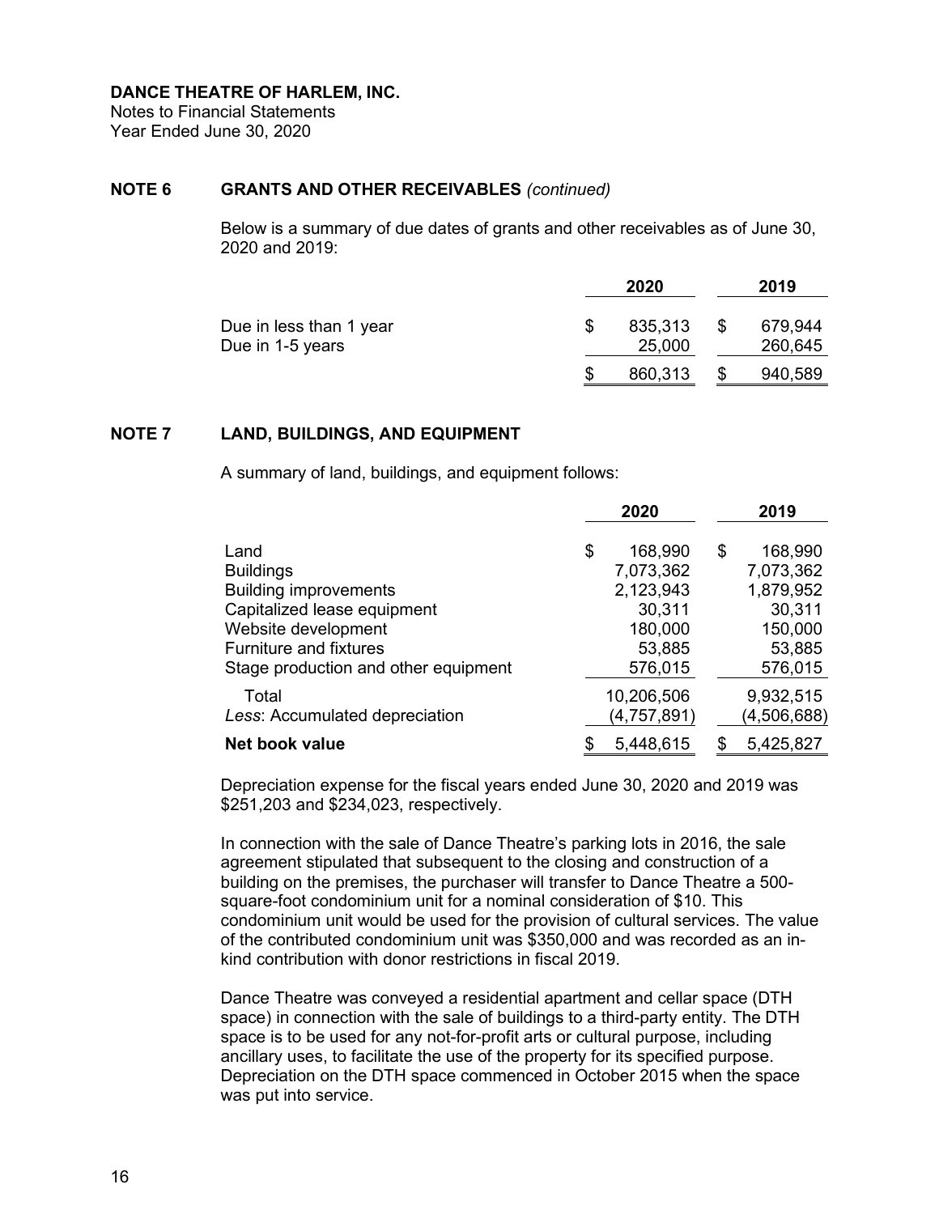**DANCE THEATRE OF HARLEM, INC.**
Notes to Financial Statements
Year Ended June 30, 2020

## NOTE 6 GRANTS AND OTHER RECEIVABLES *(continued)*

Below is a summary of due dates of grants and other receivables as of June 30, 2020 and 2019:

| | 2020 | 2019 |
|---|---|---|
| Due in less than 1 year | $ 835,313 | $ 679,944 |
| Due in 1-5 years | 25,000 | 260,645 |
| | $ 860,313 | $ 940,589 |

## NOTE 7 LAND, BUILDINGS, AND EQUIPMENT

A summary of land, buildings, and equipment follows:

| | 2020 | 2019 |
|---|---|---|
| Land | $ 168,990 | $ 168,990 |
| Buildings | 7,073,362 | 7,073,362 |
| Building improvements | 2,123,943 | 1,879,952 |
| Capitalized lease equipment | 30,311 | 30,311 |
| Website development | 180,000 | 150,000 |
| Furniture and fixtures | 53,885 | 53,885 |
| Stage production and other equipment | 576,015 | 576,015 |
| Total | 10,206,506 | 9,932,515 |
| *Less*: Accumulated depreciation | (4,757,891) | (4,506,688) |
| **Net book value** | $ 5,448,615 | $ 5,425,827 |

Depreciation expense for the fiscal years ended June 30, 2020 and 2019 was $251,203 and $234,023, respectively.

In connection with the sale of Dance Theatre's parking lots in 2016, the sale agreement stipulated that subsequent to the closing and construction of a building on the premises, the purchaser will transfer to Dance Theatre a 500-square-foot condominium unit for a nominal consideration of $10. This condominium unit would be used for the provision of cultural services. The value of the contributed condominium unit was $350,000 and was recorded as an in-kind contribution with donor restrictions in fiscal 2019.

Dance Theatre was conveyed a residential apartment and cellar space (DTH space) in connection with the sale of buildings to a third-party entity. The DTH space is to be used for any not-for-profit arts or cultural purpose, including ancillary uses, to facilitate the use of the property for its specified purpose. Depreciation on the DTH space commenced in October 2015 when the space was put into service.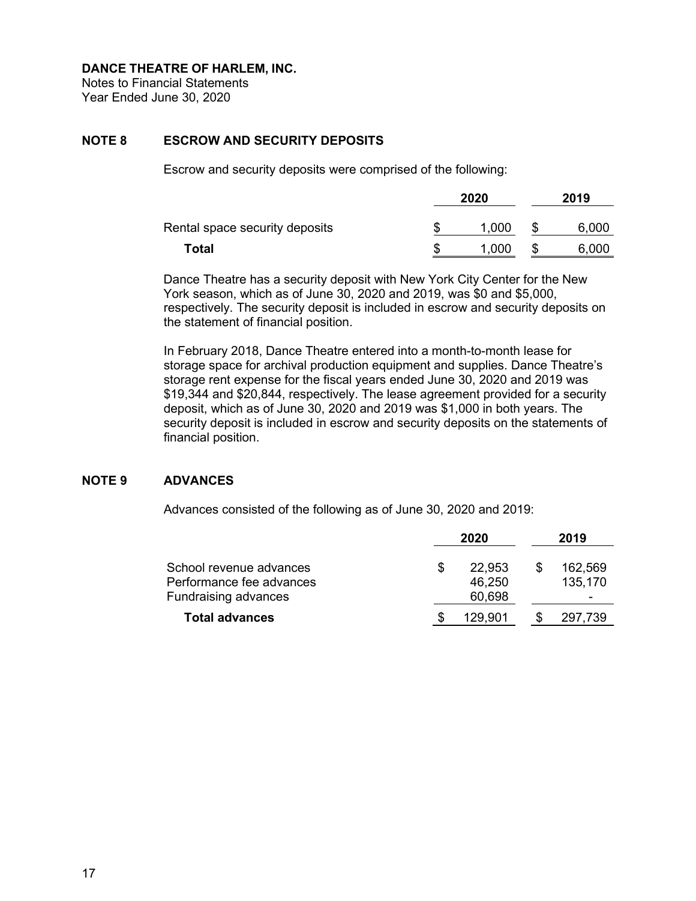**DANCE THEATRE OF HARLEM, INC.**
Notes to Financial Statements
Year Ended June 30, 2020

## NOTE 8 ESCROW AND SECURITY DEPOSITS

Escrow and security deposits were comprised of the following:

| | 2020 | 2019 |
|---|---|---|
| Rental space security deposits | $ 1,000 | $ 6,000 |
| **Total** | $ 1,000 | $ 6,000 |

Dance Theatre has a security deposit with New York City Center for the New York season, which as of June 30, 2020 and 2019, was $0 and $5,000, respectively. The security deposit is included in escrow and security deposits on the statement of financial position.

In February 2018, Dance Theatre entered into a month-to-month lease for storage space for archival production equipment and supplies. Dance Theatre's storage rent expense for the fiscal years ended June 30, 2020 and 2019 was $19,344 and $20,844, respectively. The lease agreement provided for a security deposit, which as of June 30, 2020 and 2019 was $1,000 in both years. The security deposit is included in escrow and security deposits on the statements of financial position.

## NOTE 9 ADVANCES

Advances consisted of the following as of June 30, 2020 and 2019:

| | 2020 | 2019 |
|---|---|---|
| School revenue advances | $ 22,953 | $ 162,569 |
| Performance fee advances | 46,250 | 135,170 |
| Fundraising advances | 60,698 | - |
| **Total advances** | $ 129,901 | $ 297,739 |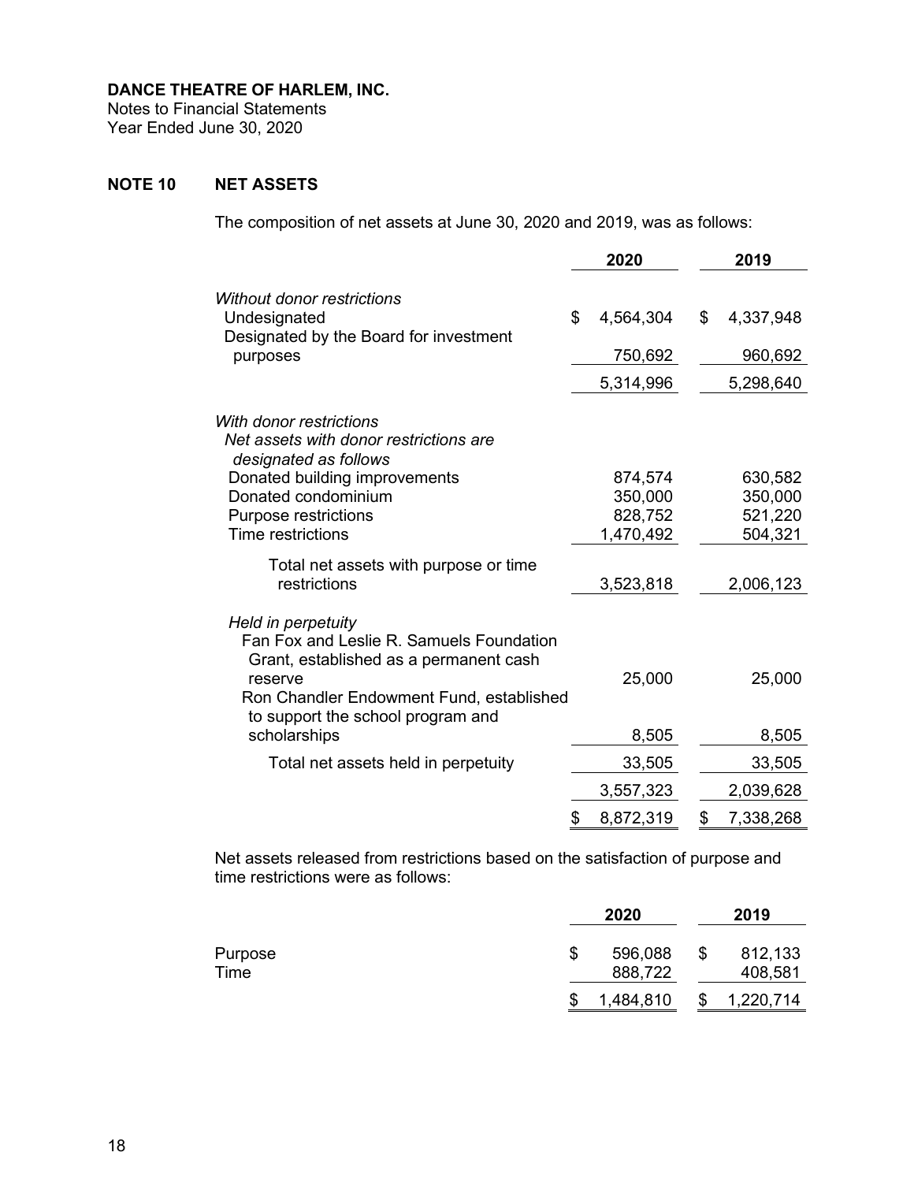**DANCE THEATRE OF HARLEM, INC.**
Notes to Financial Statements
Year Ended June 30, 2020

## NOTE 10 NET ASSETS

The composition of net assets at June 30, 2020 and 2019, was as follows:

| | 2020 | 2019 |
|---|---|---|
| *Without donor restrictions* | | |
| Undesignated | $ 4,564,304 | $ 4,337,948 |
| Designated by the Board for investment purposes | 750,692 | 960,692 |
| | 5,314,996 | 5,298,640 |
| *With donor restrictions* | | |
| *Net assets with donor restrictions are designated as follows* | | |
| Donated building improvements | 874,574 | 630,582 |
| Donated condominium | 350,000 | 350,000 |
| Purpose restrictions | 828,752 | 521,220 |
| Time restrictions | 1,470,492 | 504,321 |
| Total net assets with purpose or time restrictions | 3,523,818 | 2,006,123 |
| *Held in perpetuity* | | |
| Fan Fox and Leslie R. Samuels Foundation Grant, established as a permanent cash reserve | 25,000 | 25,000 |
| Ron Chandler Endowment Fund, established to support the school program and scholarships | 8,505 | 8,505 |
| Total net assets held in perpetuity | 33,505 | 33,505 |
| | 3,557,323 | 2,039,628 |
| | $ 8,872,319 | $ 7,338,268 |

Net assets released from restrictions based on the satisfaction of purpose and time restrictions were as follows:

| | 2020 | 2019 |
|---|---|---|
| Purpose | $ 596,088 | $ 812,133 |
| Time | 888,722 | 408,581 |
| | $ 1,484,810 | $ 1,220,714 |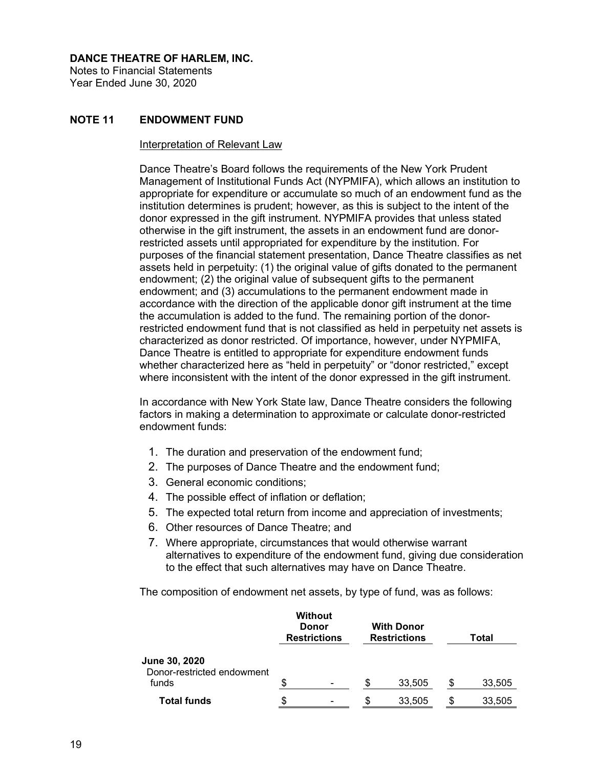**DANCE THEATRE OF HARLEM, INC.**
Notes to Financial Statements
Year Ended June 30, 2020

## NOTE 11 ENDOWMENT FUND

Interpretation of Relevant Law

Dance Theatre's Board follows the requirements of the New York Prudent Management of Institutional Funds Act (NYPMIFA), which allows an institution to appropriate for expenditure or accumulate so much of an endowment fund as the institution determines is prudent; however, as this is subject to the intent of the donor expressed in the gift instrument. NYPMIFA provides that unless stated otherwise in the gift instrument, the assets in an endowment fund are donor-restricted assets until appropriated for expenditure by the institution. For purposes of the financial statement presentation, Dance Theatre classifies as net assets held in perpetuity: (1) the original value of gifts donated to the permanent endowment; (2) the original value of subsequent gifts to the permanent endowment; and (3) accumulations to the permanent endowment made in accordance with the direction of the applicable donor gift instrument at the time the accumulation is added to the fund. The remaining portion of the donor-restricted endowment fund that is not classified as held in perpetuity net assets is characterized as donor restricted. Of importance, however, under NYPMIFA, Dance Theatre is entitled to appropriate for expenditure endowment funds whether characterized here as "held in perpetuity" or "donor restricted," except where inconsistent with the intent of the donor expressed in the gift instrument.

In accordance with New York State law, Dance Theatre considers the following factors in making a determination to approximate or calculate donor-restricted endowment funds:

1. The duration and preservation of the endowment fund;
2. The purposes of Dance Theatre and the endowment fund;
3. General economic conditions;
4. The possible effect of inflation or deflation;
5. The expected total return from income and appreciation of investments;
6. Other resources of Dance Theatre; and
7. Where appropriate, circumstances that would otherwise warrant alternatives to expenditure of the endowment fund, giving due consideration to the effect that such alternatives may have on Dance Theatre.

The composition of endowment net assets, by type of fund, was as follows:

| | Without Donor Restrictions | With Donor Restrictions | Total |
|---|---|---|---|
| **June 30, 2020** | | | |
| Donor-restricted endowment funds | $ - | $ 33,505 | $ 33,505 |
| **Total funds** | $ - | $ 33,505 | $ 33,505 |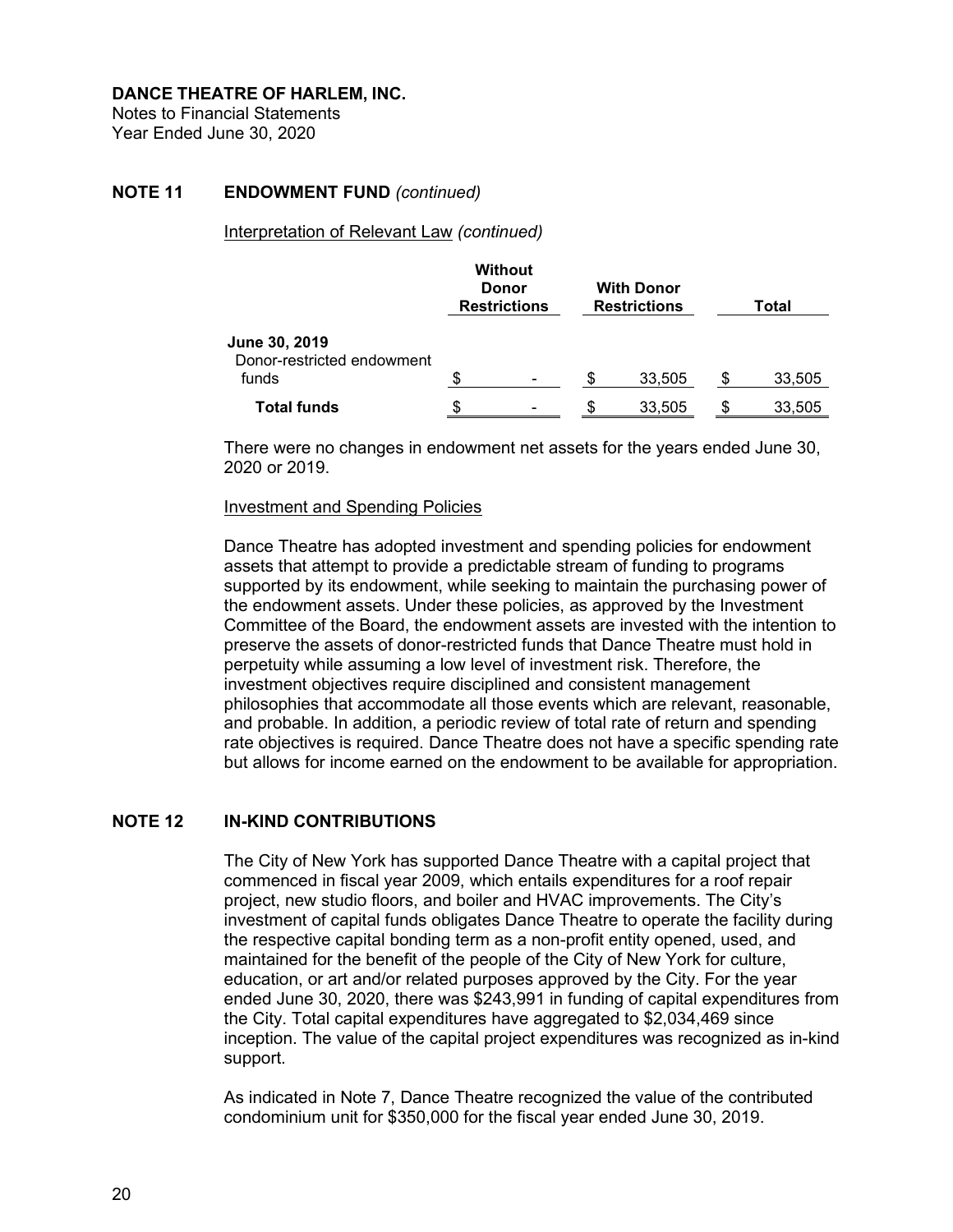**DANCE THEATRE OF HARLEM, INC.**
Notes to Financial Statements
Year Ended June 30, 2020

## NOTE 11 ENDOWMENT FUND *(continued)*

Interpretation of Relevant Law *(continued)*

| | Without Donor Restrictions | With Donor Restrictions | Total |
|---|---|---|---|
| **June 30, 2019** | | | |
| Donor-restricted endowment funds | $ - | $ 33,505 | $ 33,505 |
| **Total funds** | $ - | $ 33,505 | $ 33,505 |

There were no changes in endowment net assets for the years ended June 30, 2020 or 2019.

Investment and Spending Policies

Dance Theatre has adopted investment and spending policies for endowment assets that attempt to provide a predictable stream of funding to programs supported by its endowment, while seeking to maintain the purchasing power of the endowment assets. Under these policies, as approved by the Investment Committee of the Board, the endowment assets are invested with the intention to preserve the assets of donor-restricted funds that Dance Theatre must hold in perpetuity while assuming a low level of investment risk. Therefore, the investment objectives require disciplined and consistent management philosophies that accommodate all those events which are relevant, reasonable, and probable. In addition, a periodic review of total rate of return and spending rate objectives is required. Dance Theatre does not have a specific spending rate but allows for income earned on the endowment to be available for appropriation.

## NOTE 12 IN-KIND CONTRIBUTIONS

The City of New York has supported Dance Theatre with a capital project that commenced in fiscal year 2009, which entails expenditures for a roof repair project, new studio floors, and boiler and HVAC improvements. The City's investment of capital funds obligates Dance Theatre to operate the facility during the respective capital bonding term as a non-profit entity opened, used, and maintained for the benefit of the people of the City of New York for culture, education, or art and/or related purposes approved by the City. For the year ended June 30, 2020, there was $243,991 in funding of capital expenditures from the City. Total capital expenditures have aggregated to $2,034,469 since inception. The value of the capital project expenditures was recognized as in-kind support.

As indicated in Note 7, Dance Theatre recognized the value of the contributed condominium unit for $350,000 for the fiscal year ended June 30, 2019.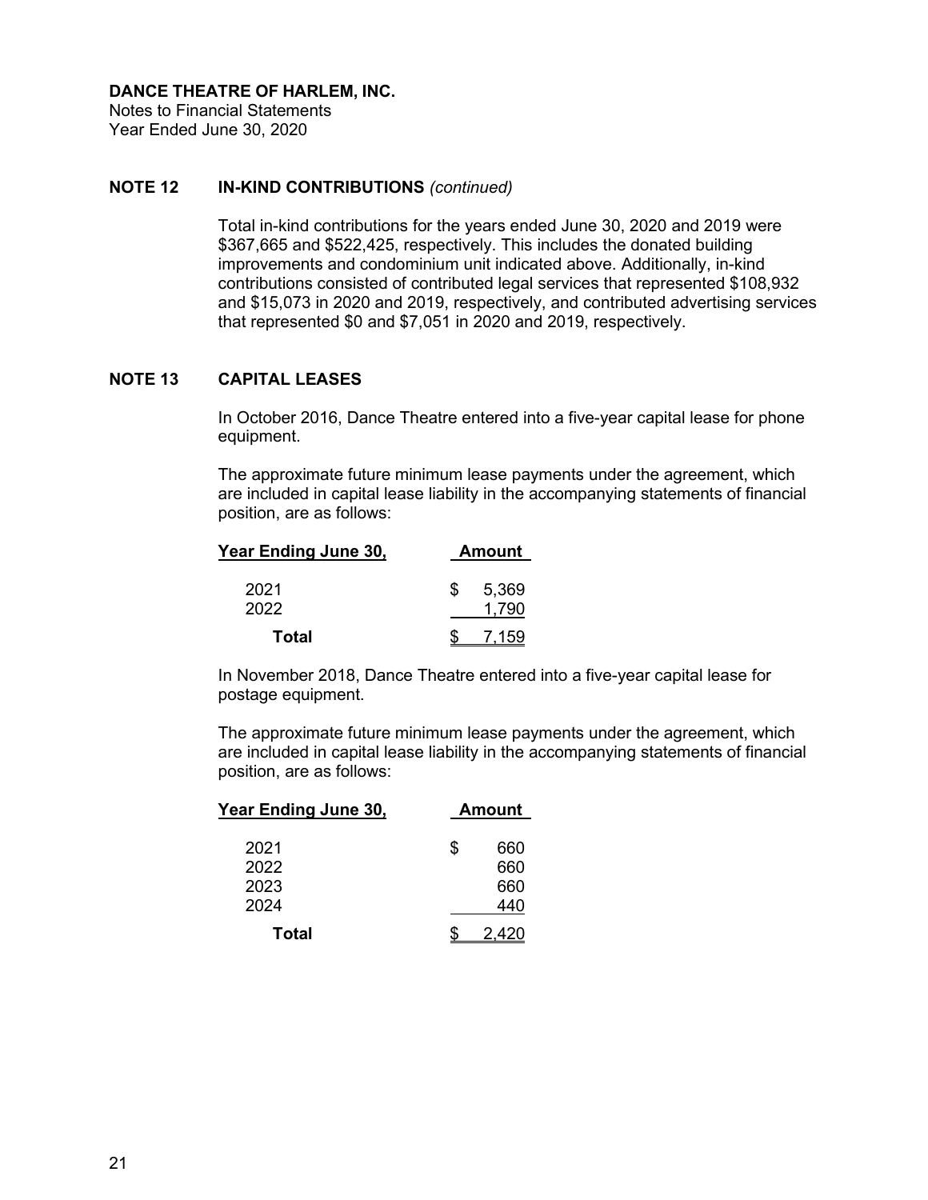**DANCE THEATRE OF HARLEM, INC.**
Notes to Financial Statements
Year Ended June 30, 2020

**NOTE 12 IN-KIND CONTRIBUTIONS** *(continued)*

Total in-kind contributions for the years ended June 30, 2020 and 2019 were \$367,665 and \$522,425, respectively. This includes the donated building improvements and condominium unit indicated above. Additionally, in-kind contributions consisted of contributed legal services that represented \$108,932 and \$15,073 in 2020 and 2019, respectively, and contributed advertising services that represented \$0 and \$7,051 in 2020 and 2019, respectively.

**NOTE 13 CAPITAL LEASES**

In October 2016, Dance Theatre entered into a five-year capital lease for phone equipment.

The approximate future minimum lease payments under the agreement, which are included in capital lease liability in the accompanying statements of financial position, are as follows:

| Year Ending June 30, | Amount |
|---|---|
| 2021 | \$ 5,369 |
| 2022 | 1,790 |
| **Total** | \$ 7,159 |

In November 2018, Dance Theatre entered into a five-year capital lease for postage equipment.

The approximate future minimum lease payments under the agreement, which are included in capital lease liability in the accompanying statements of financial position, are as follows:

| Year Ending June 30, | Amount |
|---|---|
| 2021 | \$ 660 |
| 2022 | 660 |
| 2023 | 660 |
| 2024 | 440 |
| **Total** | \$ 2,420 |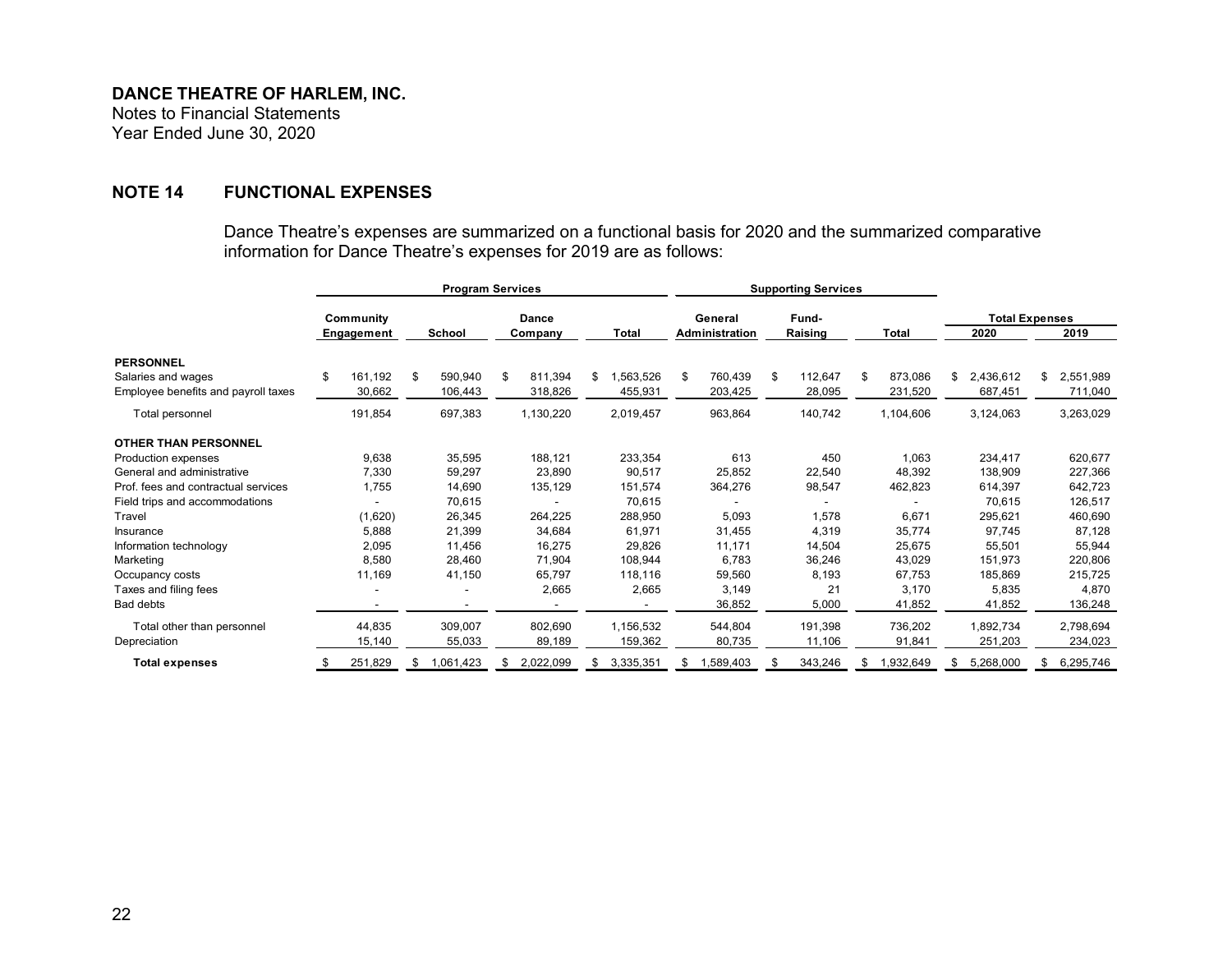**DANCE THEATRE OF HARLEM, INC.**
Notes to Financial Statements
Year Ended June 30, 2020

## NOTE 14 FUNCTIONAL EXPENSES

Dance Theatre's expenses are summarized on a functional basis for 2020 and the summarized comparative information for Dance Theatre's expenses for 2019 are as follows:

| | Program Services | | | | Supporting Services | | | Total Expenses | |
|---|---|---|---|---|---|---|---|---|---|
| | Community Engagement | School | Dance Company | Total | General Administration | Fund-Raising | Total | 2020 | 2019 |
| **PERSONNEL** | | | | | | | | | |
| Salaries and wages | $ 161,192 | $ 590,940 | $ 811,394 | $ 1,563,526 | $ 760,439 | $ 112,647 | $ 873,086 | $ 2,436,612 | $ 2,551,989 |
| Employee benefits and payroll taxes | 30,662 | 106,443 | 318,826 | 455,931 | 203,425 | 28,095 | 231,520 | 687,451 | 711,040 |
| Total personnel | 191,854 | 697,383 | 1,130,220 | 2,019,457 | 963,864 | 140,742 | 1,104,606 | 3,124,063 | 3,263,029 |
| **OTHER THAN PERSONNEL** | | | | | | | | | |
| Production expenses | 9,638 | 35,595 | 188,121 | 233,354 | 613 | 450 | 1,063 | 234,417 | 620,677 |
| General and administrative | 7,330 | 59,297 | 23,890 | 90,517 | 25,852 | 22,540 | 48,392 | 138,909 | 227,366 |
| Prof. fees and contractual services | 1,755 | 14,690 | 135,129 | 151,574 | 364,276 | 98,547 | 462,823 | 614,397 | 642,723 |
| Field trips and accommodations | - | 70,615 | - | 70,615 | - | - | - | 70,615 | 126,517 |
| Travel | (1,620) | 26,345 | 264,225 | 288,950 | 5,093 | 1,578 | 6,671 | 295,621 | 460,690 |
| Insurance | 5,888 | 21,399 | 34,684 | 61,971 | 31,455 | 4,319 | 35,774 | 97,745 | 87,128 |
| Information technology | 2,095 | 11,456 | 16,275 | 29,826 | 11,171 | 14,504 | 25,675 | 55,501 | 55,944 |
| Marketing | 8,580 | 28,460 | 71,904 | 108,944 | 6,783 | 36,246 | 43,029 | 151,973 | 220,806 |
| Occupancy costs | 11,169 | 41,150 | 65,797 | 118,116 | 59,560 | 8,193 | 67,753 | 185,869 | 215,725 |
| Taxes and filing fees | - | - | 2,665 | 2,665 | 3,149 | 21 | 3,170 | 5,835 | 4,870 |
| Bad debts | - | - | - | - | 36,852 | 5,000 | 41,852 | 41,852 | 136,248 |
| Total other than personnel | 44,835 | 309,007 | 802,690 | 1,156,532 | 544,804 | 191,398 | 736,202 | 1,892,734 | 2,798,694 |
| Depreciation | 15,140 | 55,033 | 89,189 | 159,362 | 80,735 | 11,106 | 91,841 | 251,203 | 234,023 |
| **Total expenses** | $ 251,829 | $ 1,061,423 | $ 2,022,099 | $ 3,335,351 | $ 1,589,403 | $ 343,246 | $ 1,932,649 | $ 5,268,000 | $ 6,295,746 |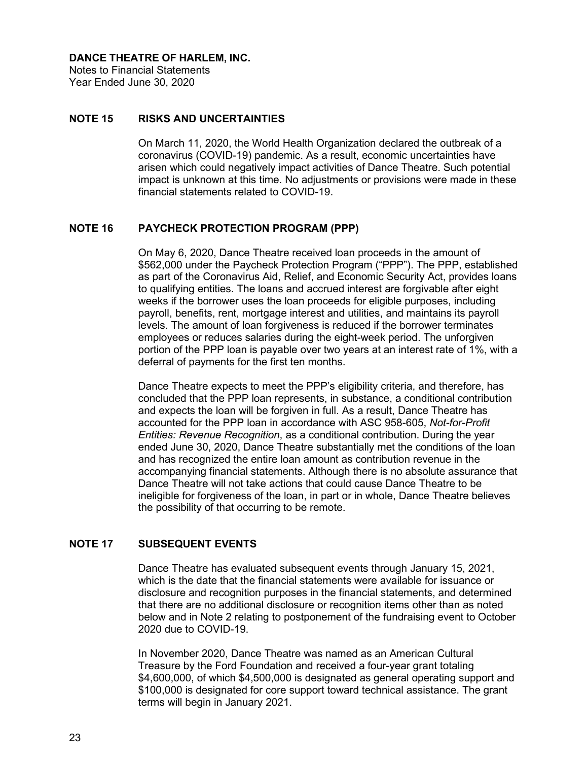## NOTE 15 RISKS AND UNCERTAINTIES

On March 11, 2020, the World Health Organization declared the outbreak of a coronavirus (COVID-19) pandemic. As a result, economic uncertainties have arisen which could negatively impact activities of Dance Theatre. Such potential impact is unknown at this time. No adjustments or provisions were made in these financial statements related to COVID-19.

## NOTE 16 PAYCHECK PROTECTION PROGRAM (PPP)

On May 6, 2020, Dance Theatre received loan proceeds in the amount of $562,000 under the Paycheck Protection Program ("PPP"). The PPP, established as part of the Coronavirus Aid, Relief, and Economic Security Act, provides loans to qualifying entities. The loans and accrued interest are forgivable after eight weeks if the borrower uses the loan proceeds for eligible purposes, including payroll, benefits, rent, mortgage interest and utilities, and maintains its payroll levels. The amount of loan forgiveness is reduced if the borrower terminates employees or reduces salaries during the eight-week period. The unforgiven portion of the PPP loan is payable over two years at an interest rate of 1%, with a deferral of payments for the first ten months.

Dance Theatre expects to meet the PPP's eligibility criteria, and therefore, has concluded that the PPP loan represents, in substance, a conditional contribution and expects the loan will be forgiven in full. As a result, Dance Theatre has accounted for the PPP loan in accordance with ASC 958-605, *Not-for-Profit Entities: Revenue Recognition*, as a conditional contribution. During the year ended June 30, 2020, Dance Theatre substantially met the conditions of the loan and has recognized the entire loan amount as contribution revenue in the accompanying financial statements. Although there is no absolute assurance that Dance Theatre will not take actions that could cause Dance Theatre to be ineligible for forgiveness of the loan, in part or in whole, Dance Theatre believes the possibility of that occurring to be remote.

## NOTE 17 SUBSEQUENT EVENTS

Dance Theatre has evaluated subsequent events through January 15, 2021, which is the date that the financial statements were available for issuance or disclosure and recognition purposes in the financial statements, and determined that there are no additional disclosure or recognition items other than as noted below and in Note 2 relating to postponement of the fundraising event to October 2020 due to COVID-19.

In November 2020, Dance Theatre was named as an American Cultural Treasure by the Ford Foundation and received a four-year grant totaling $4,600,000, of which $4,500,000 is designated as general operating support and $100,000 is designated for core support toward technical assistance. The grant terms will begin in January 2021.